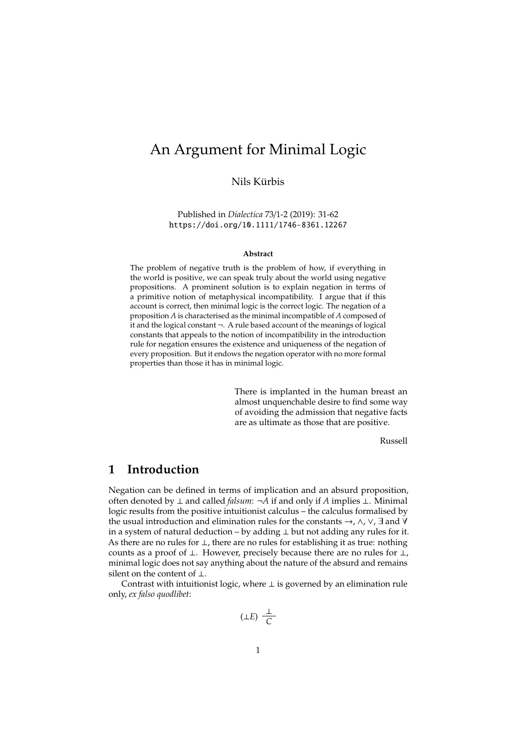# An Argument for Minimal Logic

Nils Kürbis

Published in *Dialectica* 73/1-2 (2019): 31-62
https://doi.org/10.1111/1746-8361.12267

**Abstract**

The problem of negative truth is the problem of how, if everything in the world is positive, we can speak truly about the world using negative propositions. A prominent solution is to explain negation in terms of a primitive notion of metaphysical incompatibility. I argue that if this account is correct, then minimal logic is the correct logic. The negation of a proposition $A$ is characterised as the minimal incompatible of $A$ composed of it and the logical constant $\neg$. A rule based account of the meanings of logical constants that appeals to the notion of incompatibility in the introduction rule for negation ensures the existence and uniqueness of the negation of every proposition. But it endows the negation operator with no more formal properties than those it has in minimal logic.

> There is implanted in the human breast an almost unquenchable desire to find some way of avoiding the admission that negative facts are as ultimate as those that are positive.
>
> Russell

## 1 Introduction

Negation can be defined in terms of implication and an absurd proposition, often denoted by $\bot$ and called *falsum*: $\neg A$ if and only if $A$ implies $\bot$. Minimal logic results from the positive intuitionist calculus – the calculus formalised by the usual introduction and elimination rules for the constants $\rightarrow$, $\wedge$, $\vee$, $\exists$ and $\forall$ in a system of natural deduction – by adding $\bot$ but not adding any rules for it. As there are no rules for $\bot$, there are no rules for establishing it as true: nothing counts as a proof of $\bot$. However, precisely because there are no rules for $\bot$, minimal logic does not say anything about the nature of the absurd and remains silent on the content of $\bot$.

Contrast with intuitionist logic, where $\bot$ is governed by an elimination rule only, *ex falso quodlibet*:

$$(\bot E)\ \frac{\bot}{C}$$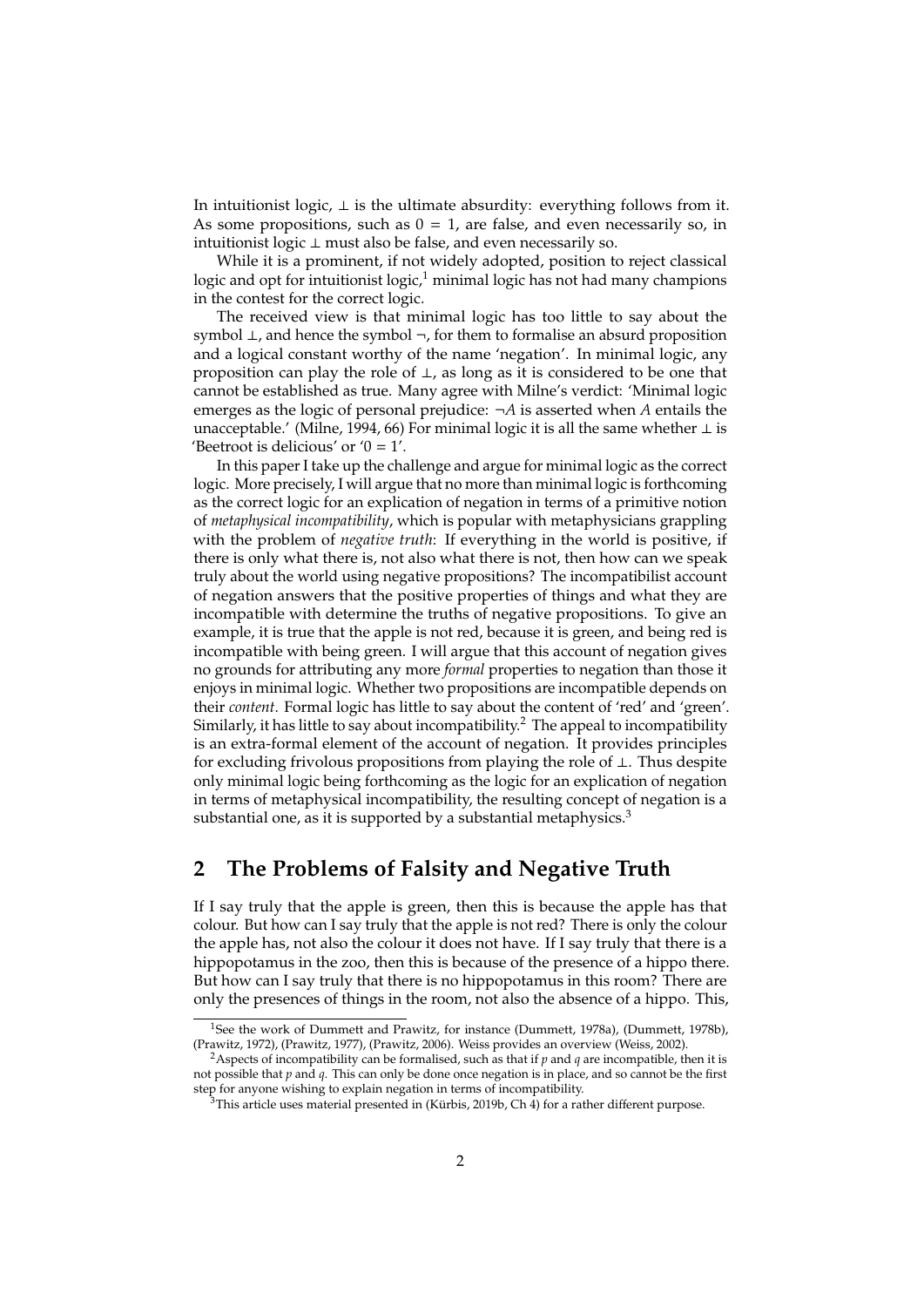In intuitionist logic, $\bot$ is the ultimate absurdity: everything follows from it. As some propositions, such as $0 = 1$, are false, and even necessarily so, in intuitionist logic $\bot$ must also be false, and even necessarily so.

While it is a prominent, if not widely adopted, position to reject classical logic and opt for intuitionist logic,[1] minimal logic has not had many champions in the contest for the correct logic.

The received view is that minimal logic has too little to say about the symbol $\bot$, and hence the symbol $\neg$, for them to formalise an absurd proposition and a logical constant worthy of the name 'negation'. In minimal logic, any proposition can play the role of $\bot$, as long as it is considered to be one that cannot be established as true. Many agree with Milne's verdict: 'Minimal logic emerges as the logic of personal prejudice: $\neg A$ is asserted when $A$ entails the unacceptable.' (Milne, 1994, 66) For minimal logic it is all the same whether $\bot$ is 'Beetroot is delicious' or '$0 = 1$'.

In this paper I take up the challenge and argue for minimal logic as the correct logic. More precisely, I will argue that no more than minimal logic is forthcoming as the correct logic for an explication of negation in terms of a primitive notion of *metaphysical incompatibility*, which is popular with metaphysicians grappling with the problem of *negative truth*: If everything in the world is positive, if there is only what there is, not also what there is not, then how can we speak truly about the world using negative propositions? The incompatibilist account of negation answers that the positive properties of things and what they are incompatible with determine the truths of negative propositions. To give an example, it is true that the apple is not red, because it is green, and being red is incompatible with being green. I will argue that this account of negation gives no grounds for attributing any more *formal* properties to negation than those it enjoys in minimal logic. Whether two propositions are incompatible depends on their *content*. Formal logic has little to say about the content of 'red' and 'green'. Similarly, it has little to say about incompatibility.[2] The appeal to incompatibility is an extra-formal element of the account of negation. It provides principles for excluding frivolous propositions from playing the role of $\bot$. Thus despite only minimal logic being forthcoming as the logic for an explication of negation in terms of metaphysical incompatibility, the resulting concept of negation is a substantial one, as it is supported by a substantial metaphysics.[3]

## 2 The Problems of Falsity and Negative Truth

If I say truly that the apple is green, then this is because the apple has that colour. But how can I say truly that the apple is not red? There is only the colour the apple has, not also the colour it does not have. If I say truly that there is a hippopotamus in the zoo, then this is because of the presence of a hippo there. But how can I say truly that there is no hippopotamus in this room? There are only the presences of things in the room, not also the absence of a hippo. This,

[1] See the work of Dummett and Prawitz, for instance (Dummett, 1978a), (Dummett, 1978b), (Prawitz, 1972), (Prawitz, 1977), (Prawitz, 2006). Weiss provides an overview (Weiss, 2002).

[2] Aspects of incompatibility can be formalised, such as that if $p$ and $q$ are incompatible, then it is not possible that $p$ and $q$. This can only be done once negation is in place, and so cannot be the first step for anyone wishing to explain negation in terms of incompatibility.

[3] This article uses material presented in (Kürbis, 2019b, Ch 4) for a rather different purpose.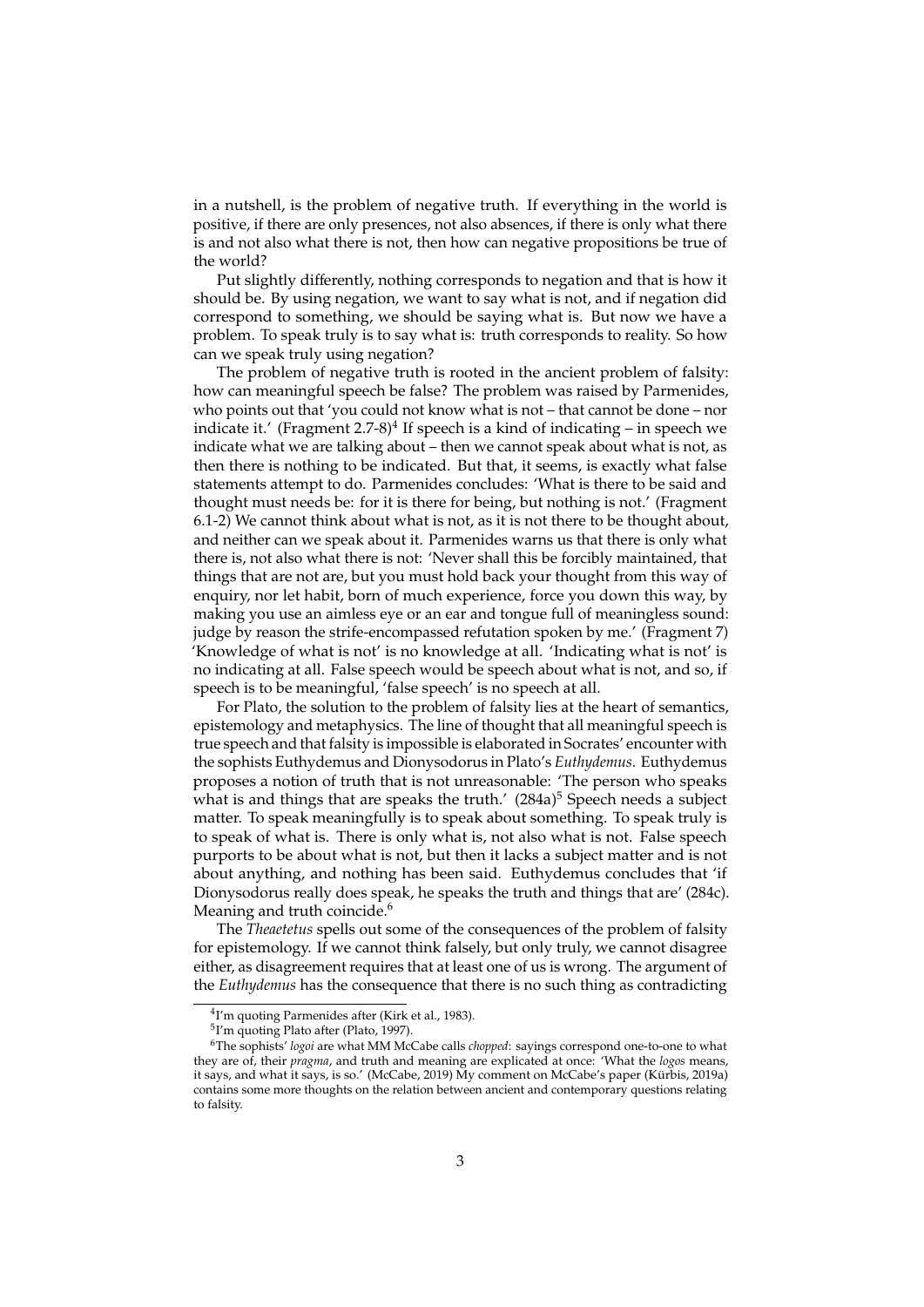in a nutshell, is the problem of negative truth. If everything in the world is positive, if there are only presences, not also absences, if there is only what there is and not also what there is not, then how can negative propositions be true of the world?

Put slightly differently, nothing corresponds to negation and that is how it should be. By using negation, we want to say what is not, and if negation did correspond to something, we should be saying what is. But now we have a problem. To speak truly is to say what is: truth corresponds to reality. So how can we speak truly using negation?

The problem of negative truth is rooted in the ancient problem of falsity: how can meaningful speech be false? The problem was raised by Parmenides, who points out that 'you could not know what is not – that cannot be done – nor indicate it.' (Fragment 2.7-8)[4] If speech is a kind of indicating – in speech we indicate what we are talking about – then we cannot speak about what is not, as then there is nothing to be indicated. But that, it seems, is exactly what false statements attempt to do. Parmenides concludes: 'What is there to be said and thought must needs be: for it is there for being, but nothing is not.' (Fragment 6.1-2) We cannot think about what is not, as it is not there to be thought about, and neither can we speak about it. Parmenides warns us that there is only what there is, not also what there is not: 'Never shall this be forcibly maintained, that things that are not are, but you must hold back your thought from this way of enquiry, nor let habit, born of much experience, force you down this way, by making you use an aimless eye or an ear and tongue full of meaningless sound: judge by reason the strife-encompassed refutation spoken by me.' (Fragment 7) 'Knowledge of what is not' is no knowledge at all. 'Indicating what is not' is no indicating at all. False speech would be speech about what is not, and so, if speech is to be meaningful, 'false speech' is no speech at all.

For Plato, the solution to the problem of falsity lies at the heart of semantics, epistemology and metaphysics. The line of thought that all meaningful speech is true speech and that falsity is impossible is elaborated in Socrates' encounter with the sophists Euthydemus and Dionysodorus in Plato's *Euthydemus*. Euthydemus proposes a notion of truth that is not unreasonable: 'The person who speaks what is and things that are speaks the truth.' (284a)[5] Speech needs a subject matter. To speak meaningfully is to speak about something. To speak truly is to speak of what is. There is only what is, not also what is not. False speech purports to be about what is not, but then it lacks a subject matter and is not about anything, and nothing has been said. Euthydemus concludes that 'if Dionysodorus really does speak, he speaks the truth and things that are' (284c). Meaning and truth coincide.[6]

The *Theaetetus* spells out some of the consequences of the problem of falsity for epistemology. If we cannot think falsely, but only truly, we cannot disagree either, as disagreement requires that at least one of us is wrong. The argument of the *Euthydemus* has the consequence that there is no such thing as contradicting

---

[4] I'm quoting Parmenides after (Kirk et al., 1983).

[5] I'm quoting Plato after (Plato, 1997).

[6] The sophists' *logoi* are what MM McCabe calls *chopped*: sayings correspond one-to-one to what they are of, their *pragma*, and truth and meaning are explicated at once: 'What the *logos* means, it says, and what it says, is so.' (McCabe, 2019) My comment on McCabe's paper (Kürbis, 2019a) contains some more thoughts on the relation between ancient and contemporary questions relating to falsity.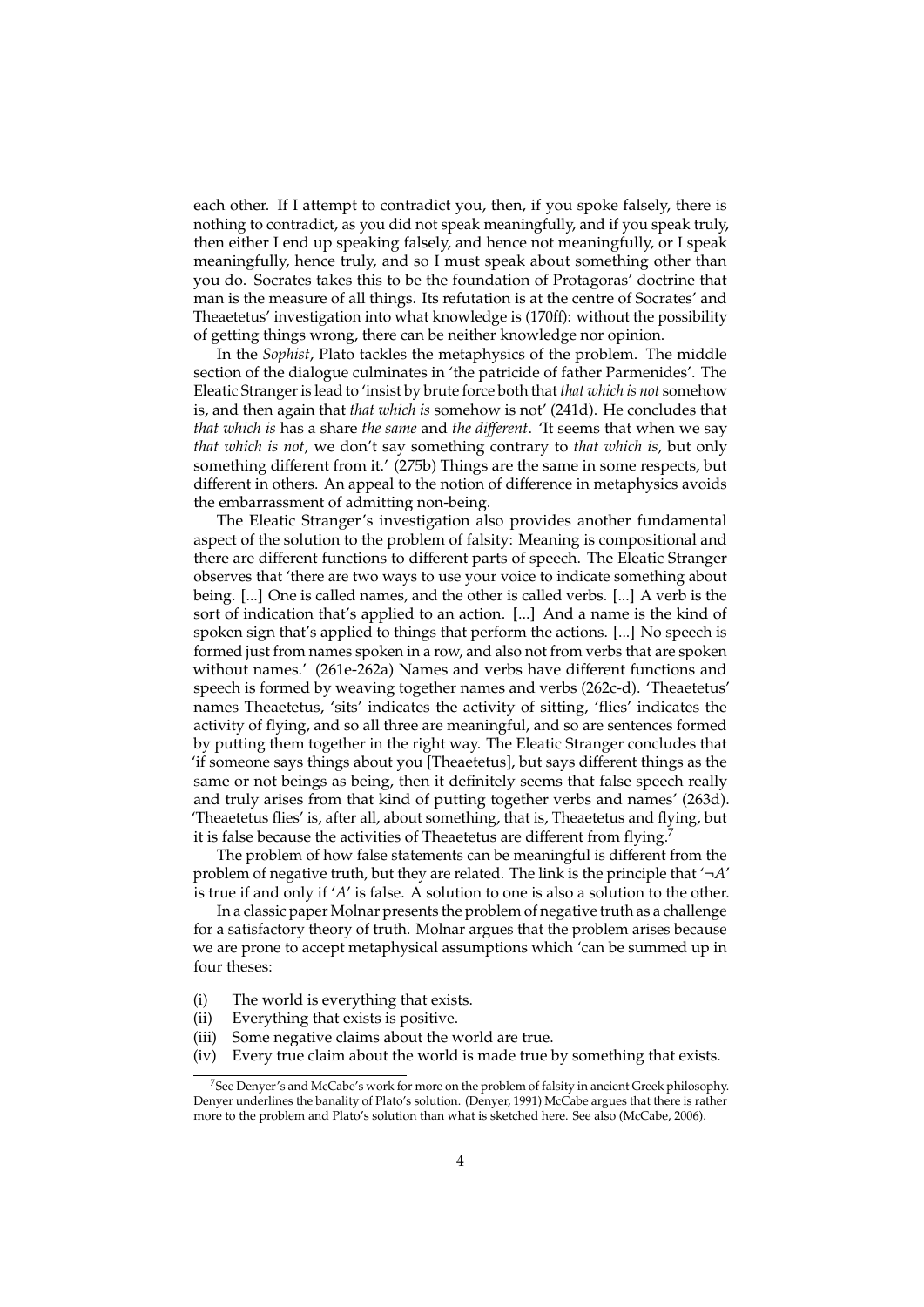each other. If I attempt to contradict you, then, if you spoke falsely, there is nothing to contradict, as you did not speak meaningfully, and if you speak truly, then either I end up speaking falsely, and hence not meaningfully, or I speak meaningfully, hence truly, and so I must speak about something other than you do. Socrates takes this to be the foundation of Protagoras' doctrine that man is the measure of all things. Its refutation is at the centre of Socrates' and Theaetetus' investigation into what knowledge is (170ff): without the possibility of getting things wrong, there can be neither knowledge nor opinion.

In the *Sophist*, Plato tackles the metaphysics of the problem. The middle section of the dialogue culminates in 'the patricide of father Parmenides'. The Eleatic Stranger is lead to 'insist by brute force both that *that which is not* somehow is, and then again that *that which is* somehow is not' (241d). He concludes that *that which is* has a share *the same* and *the different*. 'It seems that when we say *that which is not*, we don't say something contrary to *that which is*, but only something different from it.' (275b) Things are the same in some respects, but different in others. An appeal to the notion of difference in metaphysics avoids the embarrassment of admitting non-being.

The Eleatic Stranger's investigation also provides another fundamental aspect of the solution to the problem of falsity: Meaning is compositional and there are different functions to different parts of speech. The Eleatic Stranger observes that 'there are two ways to use your voice to indicate something about being. [...] One is called names, and the other is called verbs. [...] A verb is the sort of indication that's applied to an action. [...] And a name is the kind of spoken sign that's applied to things that perform the actions. [...] No speech is formed just from names spoken in a row, and also not from verbs that are spoken without names.' (261e-262a) Names and verbs have different functions and speech is formed by weaving together names and verbs (262c-d). 'Theaetetus' names Theaetetus, 'sits' indicates the activity of sitting, 'flies' indicates the activity of flying, and so all three are meaningful, and so are sentences formed by putting them together in the right way. The Eleatic Stranger concludes that 'if someone says things about you [Theaetetus], but says different things as the same or not beings as being, then it definitely seems that false speech really and truly arises from that kind of putting together verbs and names' (263d). 'Theaetetus flies' is, after all, about something, that is, Theaetetus and flying, but it is false because the activities of Theaetetus are different from flying.[7]

The problem of how false statements can be meaningful is different from the problem of negative truth, but they are related. The link is the principle that '$\neg A$' is true if and only if '$A$' is false. A solution to one is also a solution to the other.

In a classic paper Molnar presents the problem of negative truth as a challenge for a satisfactory theory of truth. Molnar argues that the problem arises because we are prone to accept metaphysical assumptions which 'can be summed up in four theses:

(i) The world is everything that exists.
(ii) Everything that exists is positive.
(iii) Some negative claims about the world are true.
(iv) Every true claim about the world is made true by something that exists.

[7] See Denyer's and McCabe's work for more on the problem of falsity in ancient Greek philosophy. Denyer underlines the banality of Plato's solution. (Denyer, 1991) McCabe argues that there is rather more to the problem and Plato's solution than what is sketched here. See also (McCabe, 2006).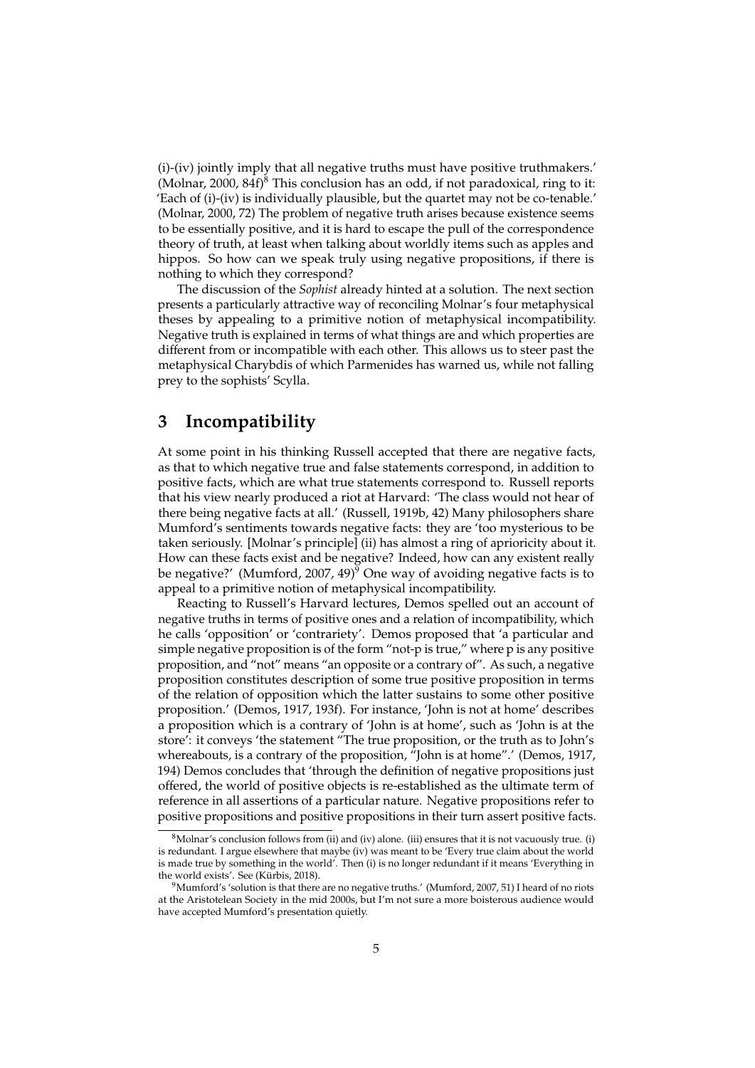(i)-(iv) jointly imply that all negative truths must have positive truthmakers.' (Molnar, 2000, 84f)[8] This conclusion has an odd, if not paradoxical, ring to it: 'Each of (i)-(iv) is individually plausible, but the quartet may not be co-tenable.' (Molnar, 2000, 72) The problem of negative truth arises because existence seems to be essentially positive, and it is hard to escape the pull of the correspondence theory of truth, at least when talking about worldly items such as apples and hippos. So how can we speak truly using negative propositions, if there is nothing to which they correspond?

The discussion of the *Sophist* already hinted at a solution. The next section presents a particularly attractive way of reconciling Molnar's four metaphysical theses by appealing to a primitive notion of metaphysical incompatibility. Negative truth is explained in terms of what things are and which properties are different from or incompatible with each other. This allows us to steer past the metaphysical Charybdis of which Parmenides has warned us, while not falling prey to the sophists' Scylla.

## 3 Incompatibility

At some point in his thinking Russell accepted that there are negative facts, as that to which negative true and false statements correspond, in addition to positive facts, which are what true statements correspond to. Russell reports that his view nearly produced a riot at Harvard: 'The class would not hear of there being negative facts at all.' (Russell, 1919b, 42) Many philosophers share Mumford's sentiments towards negative facts: they are 'too mysterious to be taken seriously. [Molnar's principle] (ii) has almost a ring of aprioricity about it. How can these facts exist and be negative? Indeed, how can any existent really be negative?' (Mumford, 2007, 49)[9] One way of avoiding negative facts is to appeal to a primitive notion of metaphysical incompatibility.

Reacting to Russell's Harvard lectures, Demos spelled out an account of negative truths in terms of positive ones and a relation of incompatibility, which he calls 'opposition' or 'contrariety'. Demos proposed that 'a particular and simple negative proposition is of the form "not-p is true," where p is any positive proposition, and "not" means "an opposite or a contrary of". As such, a negative proposition constitutes description of some true positive proposition in terms of the relation of opposition which the latter sustains to some other positive proposition.' (Demos, 1917, 193f). For instance, 'John is not at home' describes a proposition which is a contrary of 'John is at home', such as 'John is at the store': it conveys 'the statement "The true proposition, or the truth as to John's whereabouts, is a contrary of the proposition, "John is at home".' (Demos, 1917, 194) Demos concludes that 'through the definition of negative propositions just offered, the world of positive objects is re-established as the ultimate term of reference in all assertions of a particular nature. Negative propositions refer to positive propositions and positive propositions in their turn assert positive facts.

[8] Molnar's conclusion follows from (ii) and (iv) alone. (iii) ensures that it is not vacuously true. (i) is redundant. I argue elsewhere that maybe (iv) was meant to be 'Every true claim about the world is made true by something in the world'. Then (i) is no longer redundant if it means 'Everything in the world exists'. See (Kürbis, 2018).

[9] Mumford's 'solution is that there are no negative truths.' (Mumford, 2007, 51) I heard of no riots at the Aristotelean Society in the mid 2000s, but I'm not sure a more boisterous audience would have accepted Mumford's presentation quietly.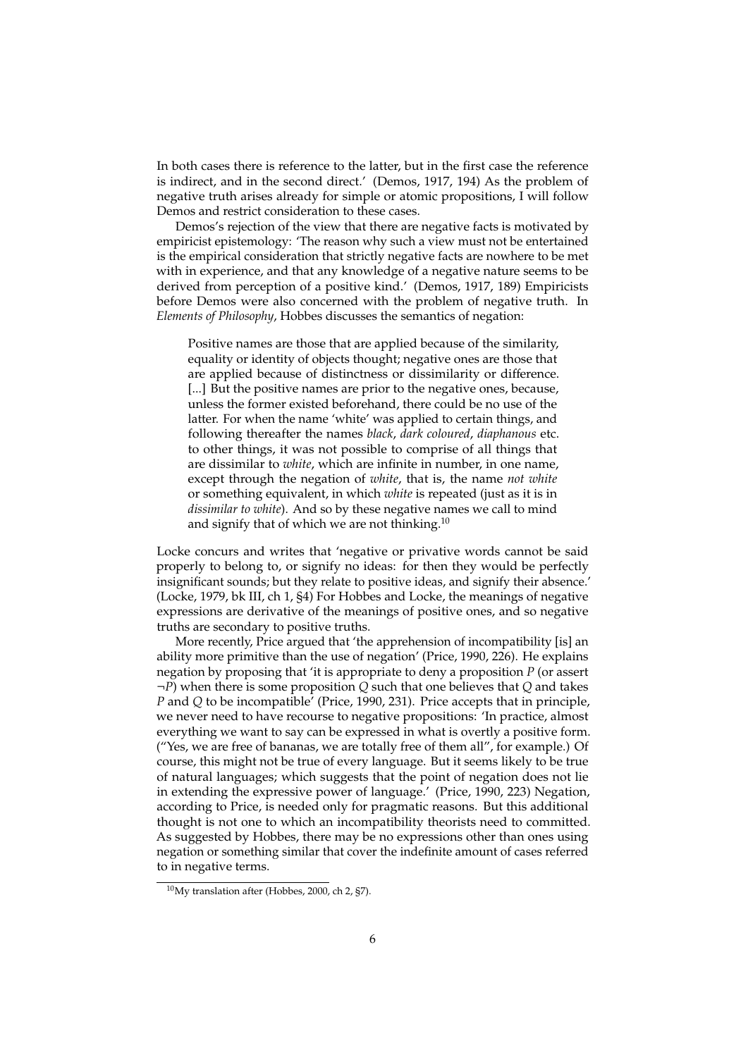In both cases there is reference to the latter, but in the first case the reference is indirect, and in the second direct.' (Demos, 1917, 194) As the problem of negative truth arises already for simple or atomic propositions, I will follow Demos and restrict consideration to these cases.

Demos's rejection of the view that there are negative facts is motivated by empiricist epistemology: 'The reason why such a view must not be entertained is the empirical consideration that strictly negative facts are nowhere to be met with in experience, and that any knowledge of a negative nature seems to be derived from perception of a positive kind.' (Demos, 1917, 189) Empiricists before Demos were also concerned with the problem of negative truth. In *Elements of Philosophy*, Hobbes discusses the semantics of negation:

> Positive names are those that are applied because of the similarity, equality or identity of objects thought; negative ones are those that are applied because of distinctness or dissimilarity or difference. [...] But the positive names are prior to the negative ones, because, unless the former existed beforehand, there could be no use of the latter. For when the name 'white' was applied to certain things, and following thereafter the names *black*, *dark coloured*, *diaphanous* etc. to other things, it was not possible to comprise of all things that are dissimilar to *white*, which are infinite in number, in one name, except through the negation of *white*, that is, the name *not white* or something equivalent, in which *white* is repeated (just as it is in *dissimilar to white*). And so by these negative names we call to mind and signify that of which we are not thinking.[10]

Locke concurs and writes that 'negative or privative words cannot be said properly to belong to, or signify no ideas: for then they would be perfectly insignificant sounds; but they relate to positive ideas, and signify their absence.' (Locke, 1979, bk III, ch 1, §4) For Hobbes and Locke, the meanings of negative expressions are derivative of the meanings of positive ones, and so negative truths are secondary to positive truths.

More recently, Price argued that 'the apprehension of incompatibility [is] an ability more primitive than the use of negation' (Price, 1990, 226). He explains negation by proposing that 'it is appropriate to deny a proposition $P$ (or assert $\neg P$) when there is some proposition $Q$ such that one believes that $Q$ and takes $P$ and $Q$ to be incompatible' (Price, 1990, 231). Price accepts that in principle, we never need to have recourse to negative propositions: 'In practice, almost everything we want to say can be expressed in what is overtly a positive form. ("Yes, we are free of bananas, we are totally free of them all", for example.) Of course, this might not be true of every language. But it seems likely to be true of natural languages; which suggests that the point of negation does not lie in extending the expressive power of language.' (Price, 1990, 223) Negation, according to Price, is needed only for pragmatic reasons. But this additional thought is not one to which an incompatibility theorists need to committed. As suggested by Hobbes, there may be no expressions other than ones using negation or something similar that cover the indefinite amount of cases referred to in negative terms.

[10] My translation after (Hobbes, 2000, ch 2, §7).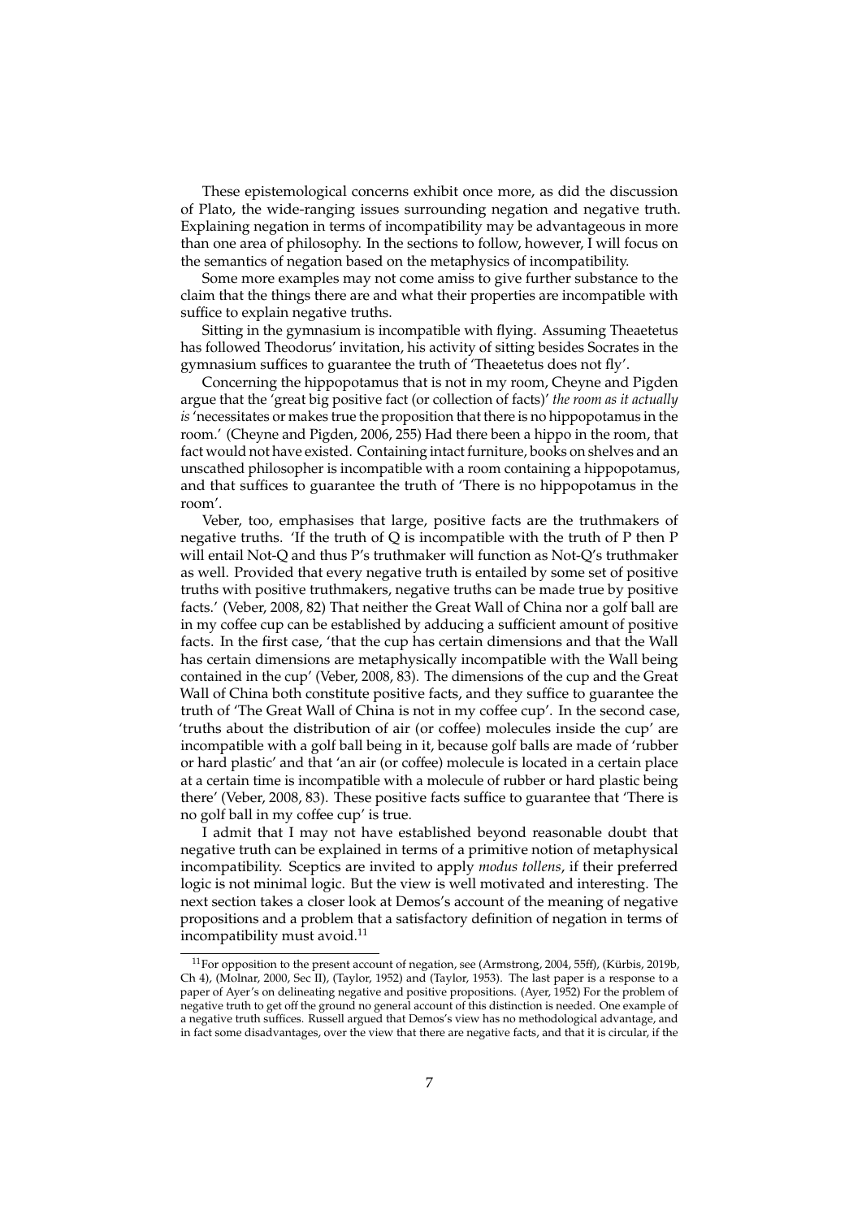These epistemological concerns exhibit once more, as did the discussion of Plato, the wide-ranging issues surrounding negation and negative truth. Explaining negation in terms of incompatibility may be advantageous in more than one area of philosophy. In the sections to follow, however, I will focus on the semantics of negation based on the metaphysics of incompatibility.

Some more examples may not come amiss to give further substance to the claim that the things there are and what their properties are incompatible with suffice to explain negative truths.

Sitting in the gymnasium is incompatible with flying. Assuming Theaetetus has followed Theodorus' invitation, his activity of sitting besides Socrates in the gymnasium suffices to guarantee the truth of 'Theaetetus does not fly'.

Concerning the hippopotamus that is not in my room, Cheyne and Pigden argue that the 'great big positive fact (or collection of facts)' *the room as it actually is* 'necessitates or makes true the proposition that there is no hippopotamus in the room.' (Cheyne and Pigden, 2006, 255) Had there been a hippo in the room, that fact would not have existed. Containing intact furniture, books on shelves and an unscathed philosopher is incompatible with a room containing a hippopotamus, and that suffices to guarantee the truth of 'There is no hippopotamus in the room'.

Veber, too, emphasises that large, positive facts are the truthmakers of negative truths. 'If the truth of Q is incompatible with the truth of P then P will entail Not-Q and thus P's truthmaker will function as Not-Q's truthmaker as well. Provided that every negative truth is entailed by some set of positive truths with positive truthmakers, negative truths can be made true by positive facts.' (Veber, 2008, 82) That neither the Great Wall of China nor a golf ball are in my coffee cup can be established by adducing a sufficient amount of positive facts. In the first case, 'that the cup has certain dimensions and that the Wall has certain dimensions are metaphysically incompatible with the Wall being contained in the cup' (Veber, 2008, 83). The dimensions of the cup and the Great Wall of China both constitute positive facts, and they suffice to guarantee the truth of 'The Great Wall of China is not in my coffee cup'. In the second case, 'truths about the distribution of air (or coffee) molecules inside the cup' are incompatible with a golf ball being in it, because golf balls are made of 'rubber or hard plastic' and that 'an air (or coffee) molecule is located in a certain place at a certain time is incompatible with a molecule of rubber or hard plastic being there' (Veber, 2008, 83). These positive facts suffice to guarantee that 'There is no golf ball in my coffee cup' is true.

I admit that I may not have established beyond reasonable doubt that negative truth can be explained in terms of a primitive notion of metaphysical incompatibility. Sceptics are invited to apply *modus tollens*, if their preferred logic is not minimal logic. But the view is well motivated and interesting. The next section takes a closer look at Demos's account of the meaning of negative propositions and a problem that a satisfactory definition of negation in terms of incompatibility must avoid.[11]

[11] For opposition to the present account of negation, see (Armstrong, 2004, 55ff), (Kürbis, 2019b, Ch 4), (Molnar, 2000, Sec II), (Taylor, 1952) and (Taylor, 1953). The last paper is a response to a paper of Ayer's on delineating negative and positive propositions. (Ayer, 1952) For the problem of negative truth to get off the ground no general account of this distinction is needed. One example of a negative truth suffices. Russell argued that Demos's view has no methodological advantage, and in fact some disadvantages, over the view that there are negative facts, and that it is circular, if the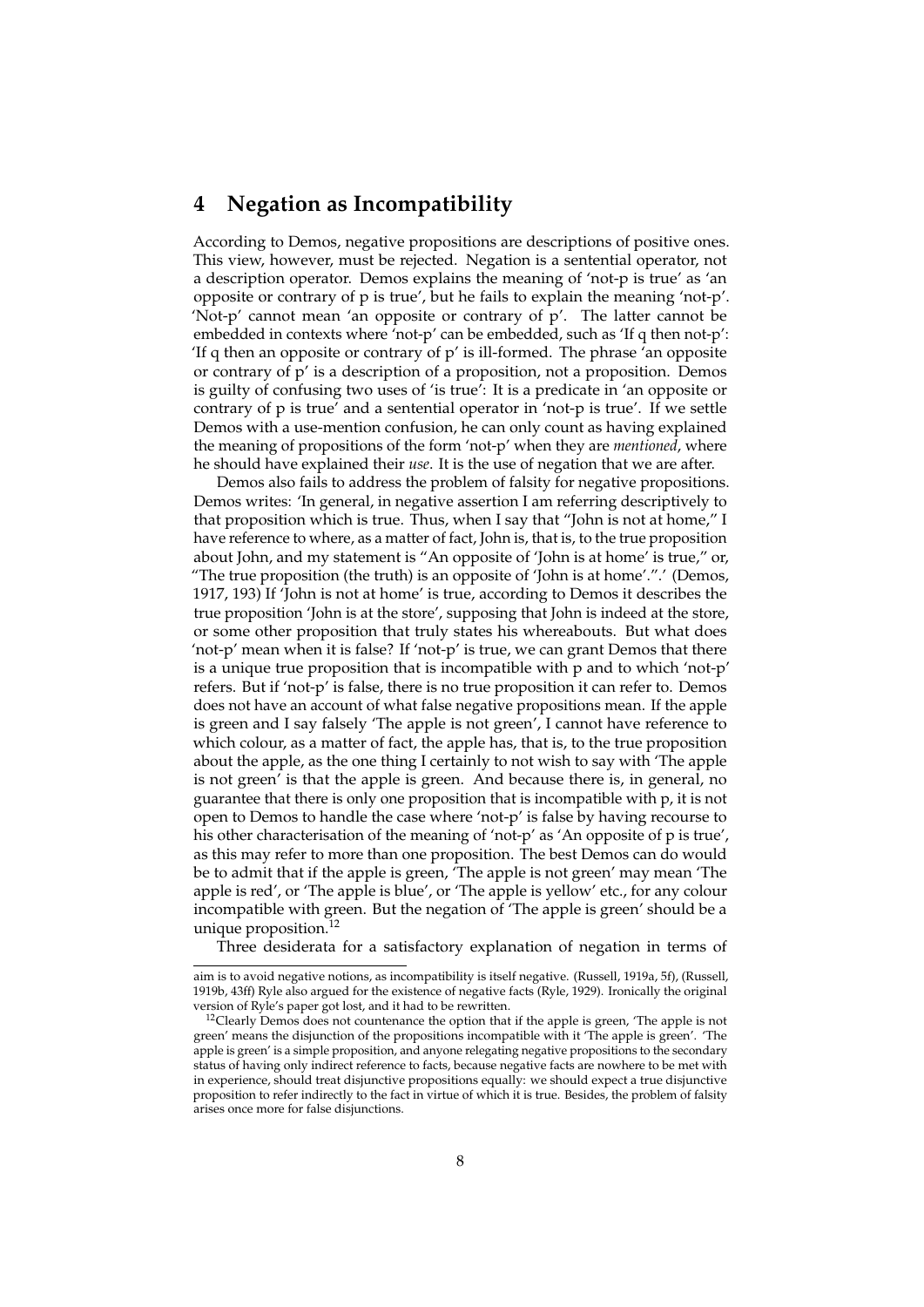## 4 Negation as Incompatibility

According to Demos, negative propositions are descriptions of positive ones. This view, however, must be rejected. Negation is a sentential operator, not a description operator. Demos explains the meaning of 'not-p is true' as 'an opposite or contrary of p is true', but he fails to explain the meaning 'not-p'. 'Not-p' cannot mean 'an opposite or contrary of p'. The latter cannot be embedded in contexts where 'not-p' can be embedded, such as 'If q then not-p': 'If q then an opposite or contrary of p' is ill-formed. The phrase 'an opposite or contrary of p' is a description of a proposition, not a proposition. Demos is guilty of confusing two uses of 'is true': It is a predicate in 'an opposite or contrary of p is true' and a sentential operator in 'not-p is true'. If we settle Demos with a use-mention confusion, he can only count as having explained the meaning of propositions of the form 'not-p' when they are *mentioned*, where he should have explained their *use*. It is the use of negation that we are after.

Demos also fails to address the problem of falsity for negative propositions. Demos writes: 'In general, in negative assertion I am referring descriptively to that proposition which is true. Thus, when I say that "John is not at home," I have reference to where, as a matter of fact, John is, that is, to the true proposition about John, and my statement is "An opposite of 'John is at home' is true," or, "The true proposition (the truth) is an opposite of 'John is at home'.".' (Demos, 1917, 193) If 'John is not at home' is true, according to Demos it describes the true proposition 'John is at the store', supposing that John is indeed at the store, or some other proposition that truly states his whereabouts. But what does 'not-p' mean when it is false? If 'not-p' is true, we can grant Demos that there is a unique true proposition that is incompatible with p and to which 'not-p' refers. But if 'not-p' is false, there is no true proposition it can refer to. Demos does not have an account of what false negative propositions mean. If the apple is green and I say falsely 'The apple is not green', I cannot have reference to which colour, as a matter of fact, the apple has, that is, to the true proposition about the apple, as the one thing I certainly to not wish to say with 'The apple is not green' is that the apple is green. And because there is, in general, no guarantee that there is only one proposition that is incompatible with p, it is not open to Demos to handle the case where 'not-p' is false by having recourse to his other characterisation of the meaning of 'not-p' as 'An opposite of p is true', as this may refer to more than one proposition. The best Demos can do would be to admit that if the apple is green, 'The apple is not green' may mean 'The apple is red', or 'The apple is blue', or 'The apple is yellow' etc., for any colour incompatible with green. But the negation of 'The apple is green' should be a unique proposition.[12]

Three desiderata for a satisfactory explanation of negation in terms of

---

aim is to avoid negative notions, as incompatibility is itself negative. (Russell, 1919a, 5f), (Russell, 1919b, 43ff) Ryle also argued for the existence of negative facts (Ryle, 1929). Ironically the original version of Ryle's paper got lost, and it had to be rewritten.

[12]Clearly Demos does not countenance the option that if the apple is green, 'The apple is not green' means the disjunction of the propositions incompatible with it 'The apple is green'. 'The apple is green' is a simple proposition, and anyone relegating negative propositions to the secondary status of having only indirect reference to facts, because negative facts are nowhere to be met with in experience, should treat disjunctive propositions equally: we should expect a true disjunctive proposition to refer indirectly to the fact in virtue of which it is true. Besides, the problem of falsity arises once more for false disjunctions.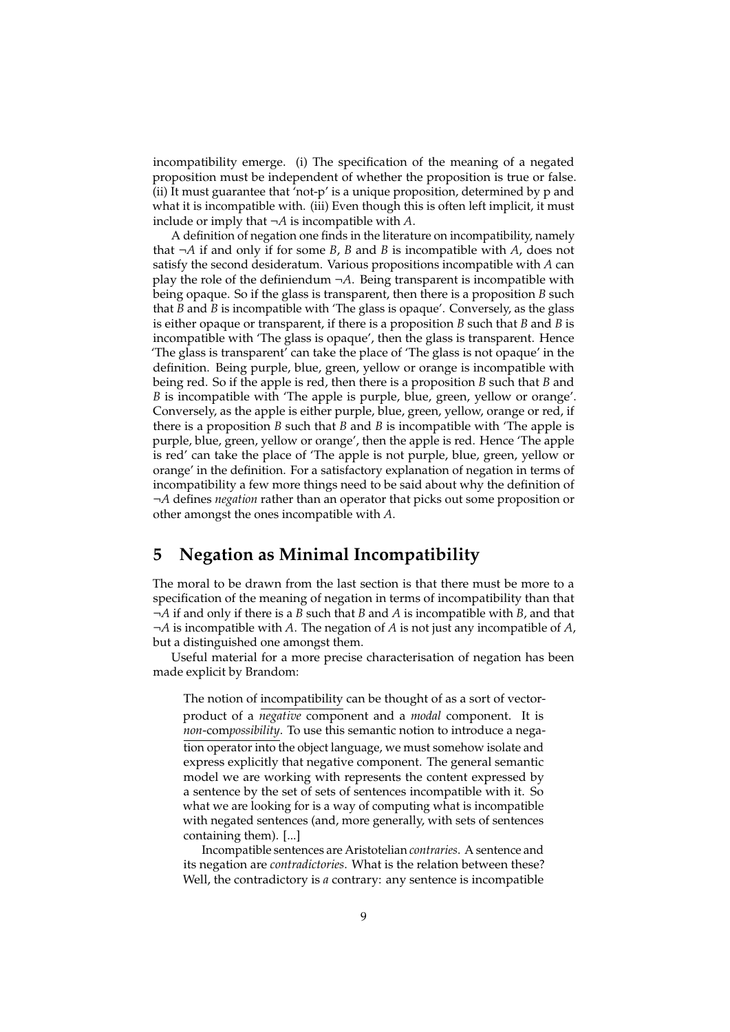incompatibility emerge. (i) The specification of the meaning of a negated proposition must be independent of whether the proposition is true or false. (ii) It must guarantee that 'not-p' is a unique proposition, determined by p and what it is incompatible with. (iii) Even though this is often left implicit, it must include or imply that $\neg A$ is incompatible with $A$.

A definition of negation one finds in the literature on incompatibility, namely that $\neg A$ if and only if for some $B$, $B$ and $B$ is incompatible with $A$, does not satisfy the second desideratum. Various propositions incompatible with $A$ can play the role of the definiendum $\neg A$. Being transparent is incompatible with being opaque. So if the glass is transparent, then there is a proposition $B$ such that $B$ and $B$ is incompatible with 'The glass is opaque'. Conversely, as the glass is either opaque or transparent, if there is a proposition $B$ such that $B$ and $B$ is incompatible with 'The glass is opaque', then the glass is transparent. Hence 'The glass is transparent' can take the place of 'The glass is not opaque' in the definition. Being purple, blue, green, yellow or orange is incompatible with being red. So if the apple is red, then there is a proposition $B$ such that $B$ and $B$ is incompatible with 'The apple is purple, blue, green, yellow or orange'. Conversely, as the apple is either purple, blue, green, yellow, orange or red, if there is a proposition $B$ such that $B$ and $B$ is incompatible with 'The apple is purple, blue, green, yellow or orange', then the apple is red. Hence 'The apple is red' can take the place of 'The apple is not purple, blue, green, yellow or orange' in the definition. For a satisfactory explanation of negation in terms of incompatibility a few more things need to be said about why the definition of $\neg A$ defines *negation* rather than an operator that picks out some proposition or other amongst the ones incompatible with $A$.

## 5 Negation as Minimal Incompatibility

The moral to be drawn from the last section is that there must be more to a specification of the meaning of negation in terms of incompatibility than that $\neg A$ if and only if there is a $B$ such that $B$ and $A$ is incompatible with $B$, and that $\neg A$ is incompatible with $A$. The negation of $A$ is not just any incompatible of $A$, but a distinguished one amongst them.

Useful material for a more precise characterisation of negation has been made explicit by Brandom:

> The notion of incompatibility can be thought of as a sort of vector-product of a *negative* component and a *modal* component. It is *non*-com*possibility*. To use this semantic notion to introduce a negation operator into the object language, we must somehow isolate and express explicitly that negative component. The general semantic model we are working with represents the content expressed by a sentence by the set of sets of sentences incompatible with it. So what we are looking for is a way of computing what is incompatible with negated sentences (and, more generally, with sets of sentences containing them). [...]
>
> Incompatible sentences are Aristotelian *contraries*. A sentence and its negation are *contradictories*. What is the relation between these? Well, the contradictory is *a* contrary: any sentence is incompatible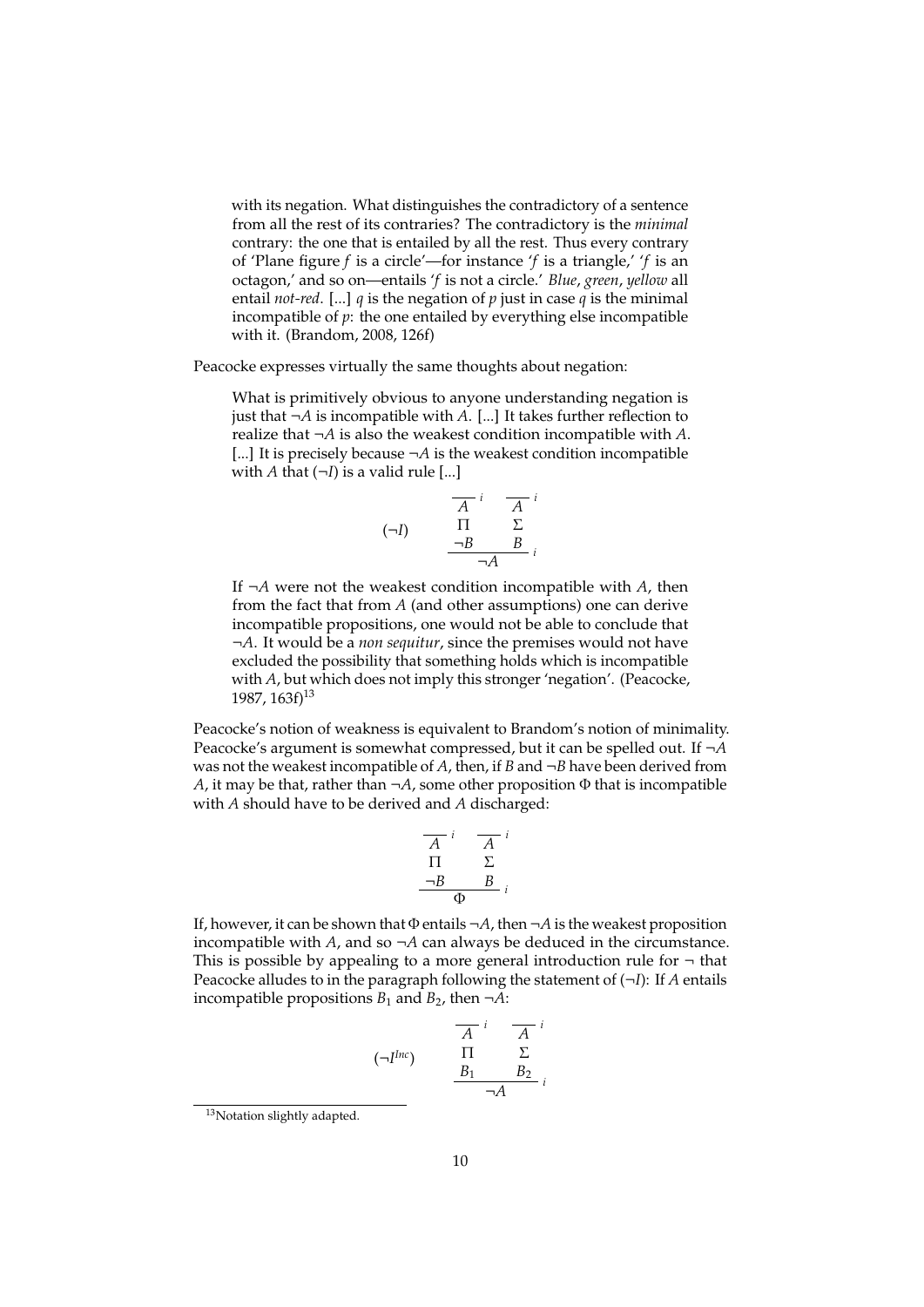> with its negation. What distinguishes the contradictory of a sentence from all the rest of its contraries? The contradictory is the *minimal* contrary: the one that is entailed by all the rest. Thus every contrary of 'Plane figure $f$ is a circle'—for instance '$f$ is a triangle,' '$f$ is an octagon,' and so on—entails '$f$ is not a circle.' *Blue*, *green*, *yellow* all entail *not-red*. [...] $q$ is the negation of $p$ just in case $q$ is the minimal incompatible of $p$: the one entailed by everything else incompatible with it. (Brandom, 2008, 126f)

Peacocke expresses virtually the same thoughts about negation:

> What is primitively obvious to anyone understanding negation is just that $\neg A$ is incompatible with $A$. [...] It takes further reflection to realize that $\neg A$ is also the weakest condition incompatible with $A$. [...] It is precisely because $\neg A$ is the weakest condition incompatible with $A$ that $(\neg I)$ is a valid rule [...]
>
> $$(\neg I) \qquad \dfrac{\begin{array}{cc} \overline{A}^{\,i} & \overline{A}^{\,i} \\ \Pi & \Sigma \\ \neg B & B \end{array}}{\neg A}\, i$$
>
> If $\neg A$ were not the weakest condition incompatible with $A$, then from the fact that from $A$ (and other assumptions) one can derive incompatible propositions, one would not be able to conclude that $\neg A$. It would be a *non sequitur*, since the premises would not have excluded the possibility that something holds which is incompatible with $A$, but which does not imply this stronger 'negation'. (Peacocke, 1987, 163f)[13]

Peacocke's notion of weakness is equivalent to Brandom's notion of minimality. Peacocke's argument is somewhat compressed, but it can be spelled out. If $\neg A$ was not the weakest incompatible of $A$, then, if $B$ and $\neg B$ have been derived from $A$, it may be that, rather than $\neg A$, some other proposition $\Phi$ that is incompatible with $A$ should have to be derived and $A$ discharged:

$$\dfrac{\begin{array}{cc} \overline{A}^{\,i} & \overline{A}^{\,i} \\ \Pi & \Sigma \\ \neg B & B \end{array}}{\Phi}\, i$$

If, however, it can be shown that $\Phi$ entails $\neg A$, then $\neg A$ is the weakest proposition incompatible with $A$, and so $\neg A$ can always be deduced in the circumstance. This is possible by appealing to a more general introduction rule for $\neg$ that Peacocke alludes to in the paragraph following the statement of $(\neg I)$: If $A$ entails incompatible propositions $B_1$ and $B_2$, then $\neg A$:

$$(\neg I^{Inc}) \qquad \dfrac{\begin{array}{cc} \overline{A}^{\,i} & \overline{A}^{\,i} \\ \Pi & \Sigma \\ B_1 & B_2 \end{array}}{\neg A}\, i$$

[13] Notation slightly adapted.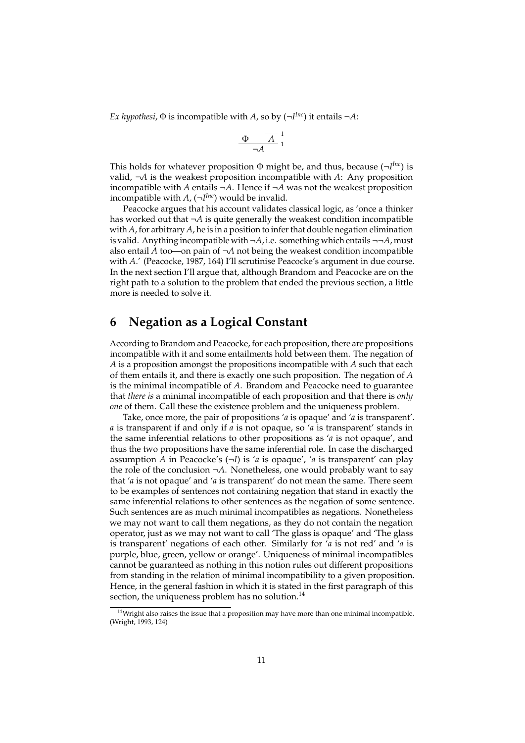*Ex hypothesi*, $\Phi$ is incompatible with $A$, so by $(\neg I^{Inc})$ it entails $\neg A$:

$$\dfrac{\Phi \qquad \overline{A}^{\,1}}{\neg A}\,{}^{1}$$

This holds for whatever proposition $\Phi$ might be, and thus, because $(\neg I^{Inc})$ is valid, $\neg A$ is the weakest proposition incompatible with $A$: Any proposition incompatible with $A$ entails $\neg A$. Hence if $\neg A$ was not the weakest proposition incompatible with $A$, $(\neg I^{Inc})$ would be invalid.

Peacocke argues that his account validates classical logic, as 'once a thinker has worked out that $\neg A$ is quite generally the weakest condition incompatible with $A$, for arbitrary $A$, he is in a position to infer that double negation elimination is valid. Anything incompatible with $\neg A$, i.e. something which entails $\neg\neg A$, must also entail $A$ too—on pain of $\neg A$ not being the weakest condition incompatible with $A$.' (Peacocke, 1987, 164) I'll scrutinise Peacocke's argument in due course. In the next section I'll argue that, although Brandom and Peacocke are on the right path to a solution to the problem that ended the previous section, a little more is needed to solve it.

## 6 Negation as a Logical Constant

According to Brandom and Peacocke, for each proposition, there are propositions incompatible with it and some entailments hold between them. The negation of $A$ is a proposition amongst the propositions incompatible with $A$ such that each of them entails it, and there is exactly one such proposition. The negation of $A$ is the minimal incompatible of $A$. Brandom and Peacocke need to guarantee that *there is* a minimal incompatible of each proposition and that there is *only one* of them. Call these the existence problem and the uniqueness problem.

Take, once more, the pair of propositions '*a* is opaque' and '*a* is transparent'. *a* is transparent if and only if *a* is not opaque, so '*a* is transparent' stands in the same inferential relations to other propositions as '*a* is not opaque', and thus the two propositions have the same inferential role. In case the discharged assumption $A$ in Peacocke's $(\neg I)$ is '*a* is opaque', '*a* is transparent' can play the role of the conclusion $\neg A$. Nonetheless, one would probably want to say that '*a* is not opaque' and '*a* is transparent' do not mean the same. There seem to be examples of sentences not containing negation that stand in exactly the same inferential relations to other sentences as the negation of some sentence. Such sentences are as much minimal incompatibles as negations. Nonetheless we may not want to call them negations, as they do not contain the negation operator, just as we may not want to call 'The glass is opaque' and 'The glass is transparent' negations of each other. Similarly for '*a* is not red' and '*a* is purple, blue, green, yellow or orange'. Uniqueness of minimal incompatibles cannot be guaranteed as nothing in this notion rules out different propositions from standing in the relation of minimal incompatibility to a given proposition. Hence, in the general fashion in which it is stated in the first paragraph of this section, the uniqueness problem has no solution.[14]

[14] Wright also raises the issue that a proposition may have more than one minimal incompatible. (Wright, 1993, 124)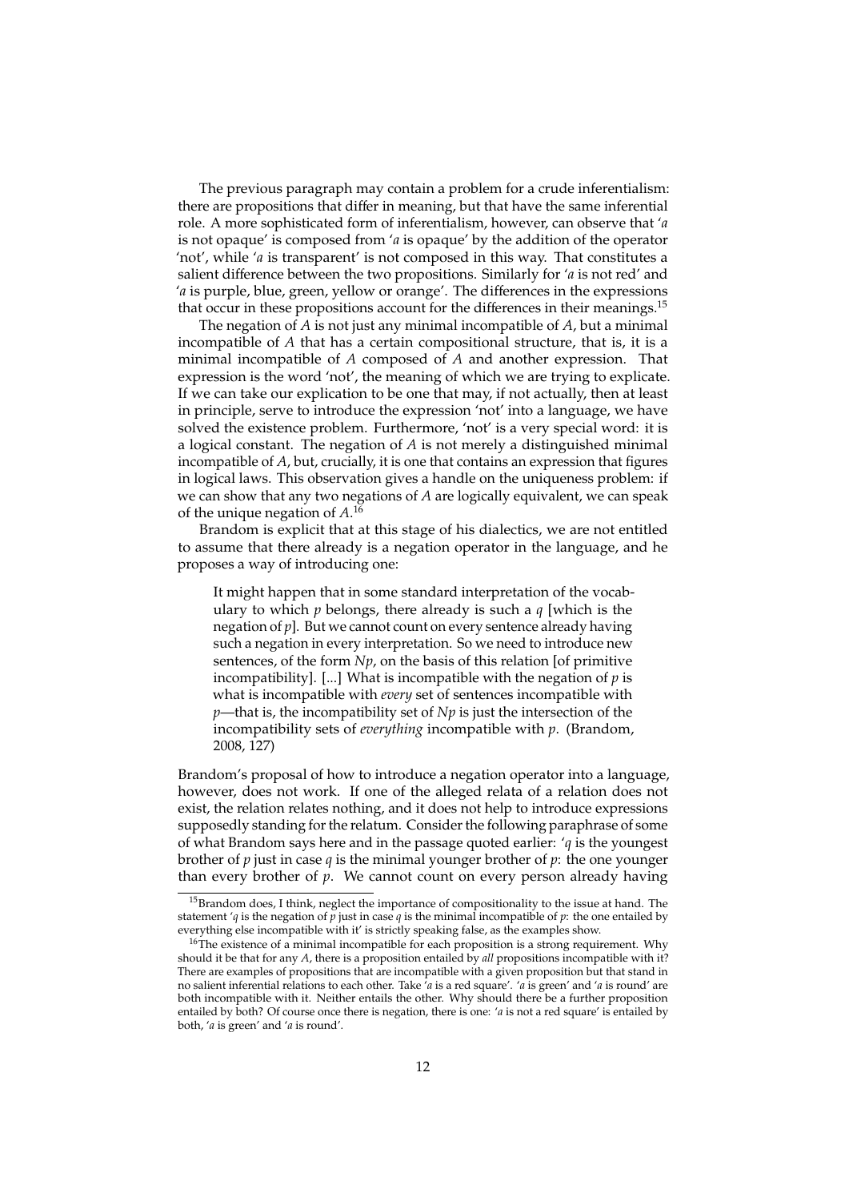The previous paragraph may contain a problem for a crude inferentialism: there are propositions that differ in meaning, but that have the same inferential role. A more sophisticated form of inferentialism, however, can observe that '$a$ is not opaque' is composed from '$a$ is opaque' by the addition of the operator 'not', while '$a$ is transparent' is not composed in this way. That constitutes a salient difference between the two propositions. Similarly for '$a$ is not red' and '$a$ is purple, blue, green, yellow or orange'. The differences in the expressions that occur in these propositions account for the differences in their meanings.[15]

The negation of $A$ is not just any minimal incompatible of $A$, but a minimal incompatible of $A$ that has a certain compositional structure, that is, it is a minimal incompatible of $A$ composed of $A$ and another expression. That expression is the word 'not', the meaning of which we are trying to explicate. If we can take our explication to be one that may, if not actually, then at least in principle, serve to introduce the expression 'not' into a language, we have solved the existence problem. Furthermore, 'not' is a very special word: it is a logical constant. The negation of $A$ is not merely a distinguished minimal incompatible of $A$, but, crucially, it is one that contains an expression that figures in logical laws. This observation gives a handle on the uniqueness problem: if we can show that any two negations of $A$ are logically equivalent, we can speak of the unique negation of $A$.[16]

Brandom is explicit that at this stage of his dialectics, we are not entitled to assume that there already is a negation operator in the language, and he proposes a way of introducing one:

> It might happen that in some standard interpretation of the vocabulary to which $p$ belongs, there already is such a $q$ [which is the negation of $p$]. But we cannot count on every sentence already having such a negation in every interpretation. So we need to introduce new sentences, of the form $Np$, on the basis of this relation [of primitive incompatibility]. [...] What is incompatible with the negation of $p$ is what is incompatible with *every* set of sentences incompatible with $p$—that is, the incompatibility set of $Np$ is just the intersection of the incompatibility sets of *everything* incompatible with $p$. (Brandom, 2008, 127)

Brandom's proposal of how to introduce a negation operator into a language, however, does not work. If one of the alleged relata of a relation does not exist, the relation relates nothing, and it does not help to introduce expressions supposedly standing for the relatum. Consider the following paraphrase of some of what Brandom says here and in the passage quoted earlier: '$q$ is the youngest brother of $p$ just in case $q$ is the minimal younger brother of $p$: the one younger than every brother of $p$. We cannot count on every person already having

[15] Brandom does, I think, neglect the importance of compositionality to the issue at hand. The statement '$q$ is the negation of $p$ just in case $q$ is the minimal incompatible of $p$: the one entailed by everything else incompatible with it' is strictly speaking false, as the examples show.

[16] The existence of a minimal incompatible for each proposition is a strong requirement. Why should it be that for any $A$, there is a proposition entailed by *all* propositions incompatible with it? There are examples of propositions that are incompatible with a given proposition but that stand in no salient inferential relations to each other. Take '$a$ is a red square'. '$a$ is green' and '$a$ is round' are both incompatible with it. Neither entails the other. Why should there be a further proposition entailed by both? Of course once there is negation, there is one: '$a$ is not a red square' is entailed by both, '$a$ is green' and '$a$ is round'.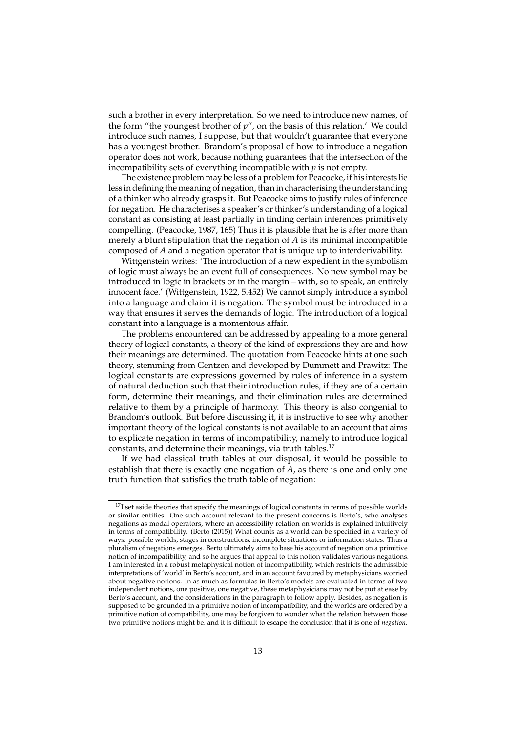such a brother in every interpretation. So we need to introduce new names, of the form "the youngest brother of $p$", on the basis of this relation.' We could introduce such names, I suppose, but that wouldn't guarantee that everyone has a youngest brother. Brandom's proposal of how to introduce a negation operator does not work, because nothing guarantees that the intersection of the incompatibility sets of everything incompatible with $p$ is not empty.

The existence problem may be less of a problem for Peacocke, if his interests lie less in defining the meaning of negation, than in characterising the understanding of a thinker who already grasps it. But Peacocke aims to justify rules of inference for negation. He characterises a speaker's or thinker's understanding of a logical constant as consisting at least partially in finding certain inferences primitively compelling. (Peacocke, 1987, 165) Thus it is plausible that he is after more than merely a blunt stipulation that the negation of $A$ is its minimal incompatible composed of $A$ and a negation operator that is unique up to interderivability.

Wittgenstein writes: 'The introduction of a new expedient in the symbolism of logic must always be an event full of consequences. No new symbol may be introduced in logic in brackets or in the margin – with, so to speak, an entirely innocent face.' (Wittgenstein, 1922, 5.452) We cannot simply introduce a symbol into a language and claim it is negation. The symbol must be introduced in a way that ensures it serves the demands of logic. The introduction of a logical constant into a language is a momentous affair.

The problems encountered can be addressed by appealing to a more general theory of logical constants, a theory of the kind of expressions they are and how their meanings are determined. The quotation from Peacocke hints at one such theory, stemming from Gentzen and developed by Dummett and Prawitz: The logical constants are expressions governed by rules of inference in a system of natural deduction such that their introduction rules, if they are of a certain form, determine their meanings, and their elimination rules are determined relative to them by a principle of harmony. This theory is also congenial to Brandom's outlook. But before discussing it, it is instructive to see why another important theory of the logical constants is not available to an account that aims to explicate negation in terms of incompatibility, namely to introduce logical constants, and determine their meanings, via truth tables.[17]

If we had classical truth tables at our disposal, it would be possible to establish that there is exactly one negation of $A$, as there is one and only one truth function that satisfies the truth table of negation:

---

[17] I set aside theories that specify the meanings of logical constants in terms of possible worlds or similar entities. One such account relevant to the present concerns is Berto's, who analyses negations as modal operators, where an accessibility relation on worlds is explained intuitively in terms of compatibility. (Berto (2015)) What counts as a world can be specified in a variety of ways: possible worlds, stages in constructions, incomplete situations or information states. Thus a pluralism of negations emerges. Berto ultimately aims to base his account of negation on a primitive notion of incompatibility, and so he argues that appeal to this notion validates various negations. I am interested in a robust metaphysical notion of incompatibility, which restricts the admissible interpretations of 'world' in Berto's account, and in an account favoured by metaphysicians worried about negative notions. In as much as formulas in Berto's models are evaluated in terms of two independent notions, one positive, one negative, these metaphysicians may not be put at ease by Berto's account, and the considerations in the paragraph to follow apply. Besides, as negation is supposed to be grounded in a primitive notion of incompatibility, and the worlds are ordered by a primitive notion of compatibility, one may be forgiven to wonder what the relation between those two primitive notions might be, and it is difficult to escape the conclusion that it is one of *negation*.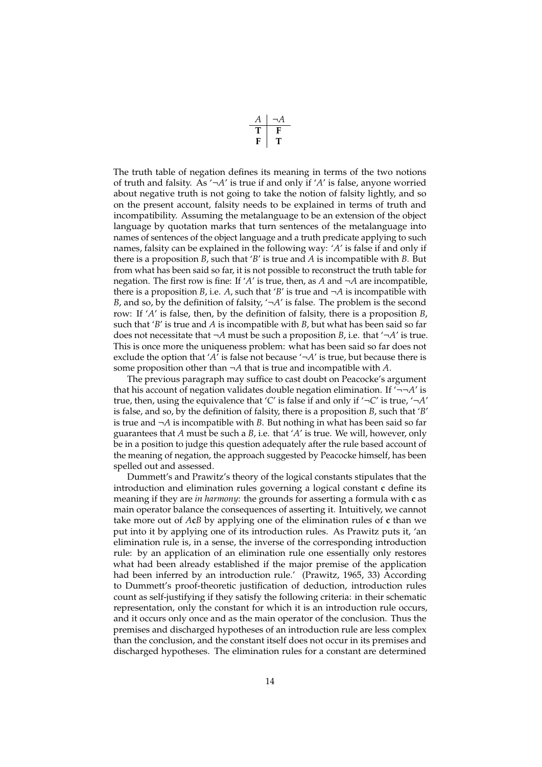| $A$ | $\neg A$ |
|---|---|
| **T** | **F** |
| **F** | **T** |

The truth table of negation defines its meaning in terms of the two notions of truth and falsity. As '$\neg A$' is true if and only if '$A$' is false, anyone worried about negative truth is not going to take the notion of falsity lightly, and so on the present account, falsity needs to be explained in terms of truth and incompatibility. Assuming the metalanguage to be an extension of the object language by quotation marks that turn sentences of the metalanguage into names of sentences of the object language and a truth predicate applying to such names, falsity can be explained in the following way: '$A$' is false if and only if there is a proposition $B$, such that '$B$' is true and $A$ is incompatible with $B$. But from what has been said so far, it is not possible to reconstruct the truth table for negation. The first row is fine: If '$A$' is true, then, as $A$ and $\neg A$ are incompatible, there is a proposition $B$, i.e. $A$, such that '$B$' is true and $\neg A$ is incompatible with $B$, and so, by the definition of falsity, '$\neg A$' is false. The problem is the second row: If '$A$' is false, then, by the definition of falsity, there is a proposition $B$, such that '$B$' is true and $A$ is incompatible with $B$, but what has been said so far does not necessitate that $\neg A$ must be such a proposition $B$, i.e. that '$\neg A$' is true. This is once more the uniqueness problem: what has been said so far does not exclude the option that '$A$' is false not because '$\neg A$' is true, but because there is some proposition other than $\neg A$ that is true and incompatible with $A$.

The previous paragraph may suffice to cast doubt on Peacocke's argument that his account of negation validates double negation elimination. If '$\neg\neg A$' is true, then, using the equivalence that '$C$' is false if and only if '$\neg C$' is true, '$\neg A$' is false, and so, by the definition of falsity, there is a proposition $B$, such that '$B$' is true and $\neg A$ is incompatible with $B$. But nothing in what has been said so far guarantees that $A$ must be such a $B$, i.e. that '$A$' is true. We will, however, only be in a position to judge this question adequately after the rule based account of the meaning of negation, the approach suggested by Peacocke himself, has been spelled out and assessed.

Dummett's and Prawitz's theory of the logical constants stipulates that the introduction and elimination rules governing a logical constant **c** define its meaning if they are *in harmony*: the grounds for asserting a formula with **c** as main operator balance the consequences of asserting it. Intuitively, we cannot take more out of $A$**c**$B$ by applying one of the elimination rules of **c** than we put into it by applying one of its introduction rules. As Prawitz puts it, 'an elimination rule is, in a sense, the inverse of the corresponding introduction rule: by an application of an elimination rule one essentially only restores what had been already established if the major premise of the application had been inferred by an introduction rule.' (Prawitz, 1965, 33) According to Dummett's proof-theoretic justification of deduction, introduction rules count as self-justifying if they satisfy the following criteria: in their schematic representation, only the constant for which it is an introduction rule occurs, and it occurs only once and as the main operator of the conclusion. Thus the premises and discharged hypotheses of an introduction rule are less complex than the conclusion, and the constant itself does not occur in its premises and discharged hypotheses. The elimination rules for a constant are determined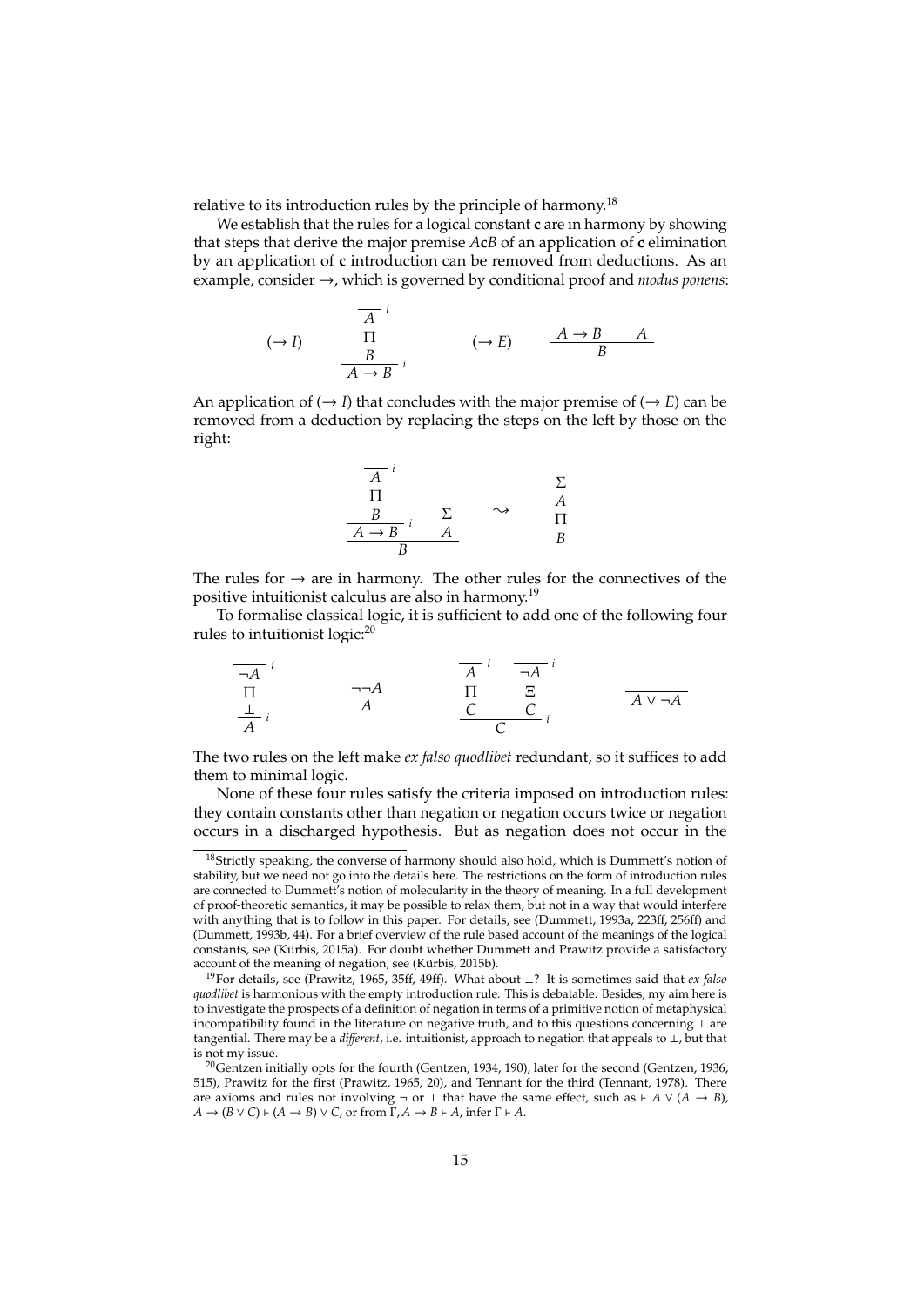relative to its introduction rules by the principle of harmony.[18]

We establish that the rules for a logical constant **c** are in harmony by showing that steps that derive the major premise $A\mathbf{c}B$ of an application of **c** elimination by an application of **c** introduction can be removed from deductions. As an example, consider $\rightarrow$, which is governed by conditional proof and *modus ponens*:

$$(\rightarrow I) \qquad \dfrac{\begin{array}{c}\overline{A}^{\,i}\\ \Pi \\ B\end{array}}{A \rightarrow B}\, i \qquad\qquad (\rightarrow E) \qquad \dfrac{A \rightarrow B \qquad A}{B}$$

An application of $(\rightarrow I)$ that concludes with the major premise of $(\rightarrow E)$ can be removed from a deduction by replacing the steps on the left by those on the right:

$$\dfrac{\dfrac{\begin{array}{c}\overline{A}^{\,i}\\ \Pi \\ B\end{array}}{A \rightarrow B}\, i \qquad \begin{array}{c}\Sigma\\ A\end{array}}{B} \quad \rightsquigarrow \quad \begin{array}{c}\Sigma\\ A\\ \Pi\\ B\end{array}$$

The rules for $\rightarrow$ are in harmony. The other rules for the connectives of the positive intuitionist calculus are also in harmony.[19]

To formalise classical logic, it is sufficient to add one of the following four rules to intuitionist logic:[20]

$$\dfrac{\begin{array}{c}\overline{\neg A}^{\,i}\\ \Pi \\ \bot\end{array}}{A}\, i \qquad\qquad \dfrac{\neg\neg A}{A} \qquad\qquad \dfrac{\begin{array}{c}\overline{A}^{\,i}\\ \Pi \\ C\end{array} \qquad \begin{array}{c}\overline{\neg A}^{\,i}\\ \Xi \\ C\end{array}}{C}\, i \qquad\qquad \overline{A \vee \neg A}$$

The two rules on the left make *ex falso quodlibet* redundant, so it suffices to add them to minimal logic.

None of these four rules satisfy the criteria imposed on introduction rules: they contain constants other than negation or negation occurs twice or negation occurs in a discharged hypothesis. But as negation does not occur in the

[18]Strictly speaking, the converse of harmony should also hold, which is Dummett's notion of stability, but we need not go into the details here. The restrictions on the form of introduction rules are connected to Dummett's notion of molecularity in the theory of meaning. In a full development of proof-theoretic semantics, it may be possible to relax them, but not in a way that would interfere with anything that is to follow in this paper. For details, see (Dummett, 1993a, 223ff, 256ff) and (Dummett, 1993b, 44). For a brief overview of the rule based account of the meanings of the logical constants, see (Kürbis, 2015a). For doubt whether Dummett and Prawitz provide a satisfactory account of the meaning of negation, see (Kürbis, 2015b).

[19]For details, see (Prawitz, 1965, 35ff, 49ff). What about $\bot$? It is sometimes said that *ex falso quodlibet* is harmonious with the empty introduction rule. This is debatable. Besides, my aim here is to investigate the prospects of a definition of negation in terms of a primitive notion of metaphysical incompatibility found in the literature on negative truth, and to this questions concerning $\bot$ are tangential. There may be a *different*, i.e. intuitionist, approach to negation that appeals to $\bot$, but that is not my issue.

[20]Gentzen initially opts for the fourth (Gentzen, 1934, 190), later for the second (Gentzen, 1936, 515), Prawitz for the first (Prawitz, 1965, 20), and Tennant for the third (Tennant, 1978). There are axioms and rules not involving $\neg$ or $\bot$ that have the same effect, such as $\vdash A \vee (A \rightarrow B)$, $A \rightarrow (B \vee C) \vdash (A \rightarrow B) \vee C$, or from $\Gamma, A \rightarrow B \vdash A$, infer $\Gamma \vdash A$.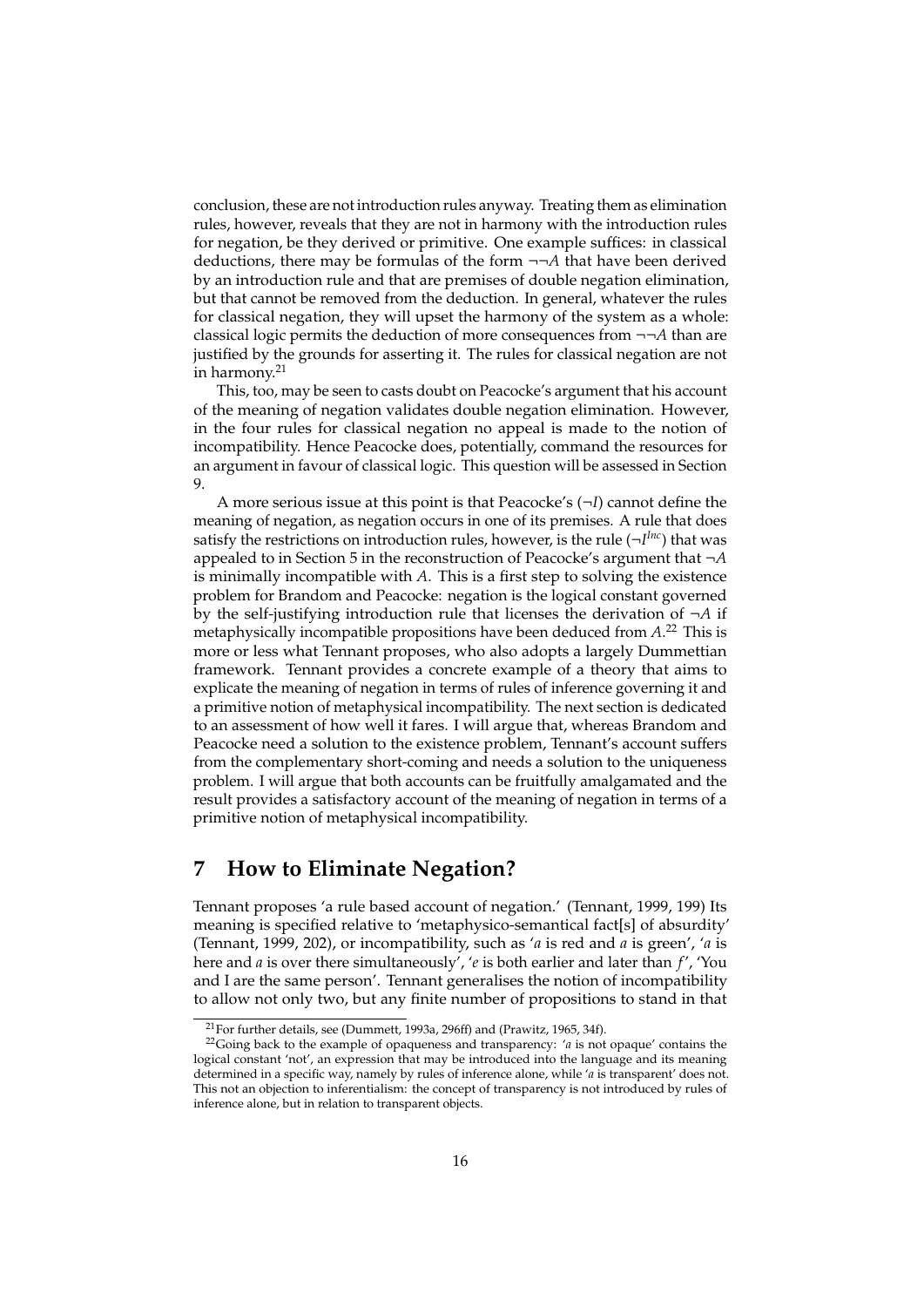conclusion, these are not introduction rules anyway. Treating them as elimination rules, however, reveals that they are not in harmony with the introduction rules for negation, be they derived or primitive. One example suffices: in classical deductions, there may be formulas of the form $\neg\neg A$ that have been derived by an introduction rule and that are premises of double negation elimination, but that cannot be removed from the deduction. In general, whatever the rules for classical negation, they will upset the harmony of the system as a whole: classical logic permits the deduction of more consequences from $\neg\neg A$ than are justified by the grounds for asserting it. The rules for classical negation are not in harmony.[21]

This, too, may be seen to casts doubt on Peacocke's argument that his account of the meaning of negation validates double negation elimination. However, in the four rules for classical negation no appeal is made to the notion of incompatibility. Hence Peacocke does, potentially, command the resources for an argument in favour of classical logic. This question will be assessed in Section 9.

A more serious issue at this point is that Peacocke's ($\neg I$) cannot define the meaning of negation, as negation occurs in one of its premises. A rule that does satisfy the restrictions on introduction rules, however, is the rule ($\neg I^{Inc}$) that was appealed to in Section 5 in the reconstruction of Peacocke's argument that $\neg A$ is minimally incompatible with $A$. This is a first step to solving the existence problem for Brandom and Peacocke: negation is the logical constant governed by the self-justifying introduction rule that licenses the derivation of $\neg A$ if metaphysically incompatible propositions have been deduced from $A$.[22] This is more or less what Tennant proposes, who also adopts a largely Dummettian framework. Tennant provides a concrete example of a theory that aims to explicate the meaning of negation in terms of rules of inference governing it and a primitive notion of metaphysical incompatibility. The next section is dedicated to an assessment of how well it fares. I will argue that, whereas Brandom and Peacocke need a solution to the existence problem, Tennant's account suffers from the complementary short-coming and needs a solution to the uniqueness problem. I will argue that both accounts can be fruitfully amalgamated and the result provides a satisfactory account of the meaning of negation in terms of a primitive notion of metaphysical incompatibility.

## 7 How to Eliminate Negation?

Tennant proposes 'a rule based account of negation.' (Tennant, 1999, 199) Its meaning is specified relative to 'metaphysico-semantical fact[s] of absurdity' (Tennant, 1999, 202), or incompatibility, such as '*a* is red and *a* is green', '*a* is here and *a* is over there simultaneously', '*e* is both earlier and later than *f*', 'You and I are the same person'. Tennant generalises the notion of incompatibility to allow not only two, but any finite number of propositions to stand in that

[21] For further details, see (Dummett, 1993a, 296ff) and (Prawitz, 1965, 34f).

[22] Going back to the example of opaqueness and transparency: '*a* is not opaque' contains the logical constant 'not', an expression that may be introduced into the language and its meaning determined in a specific way, namely by rules of inference alone, while '*a* is transparent' does not. This not an objection to inferentialism: the concept of transparency is not introduced by rules of inference alone, but in relation to transparent objects.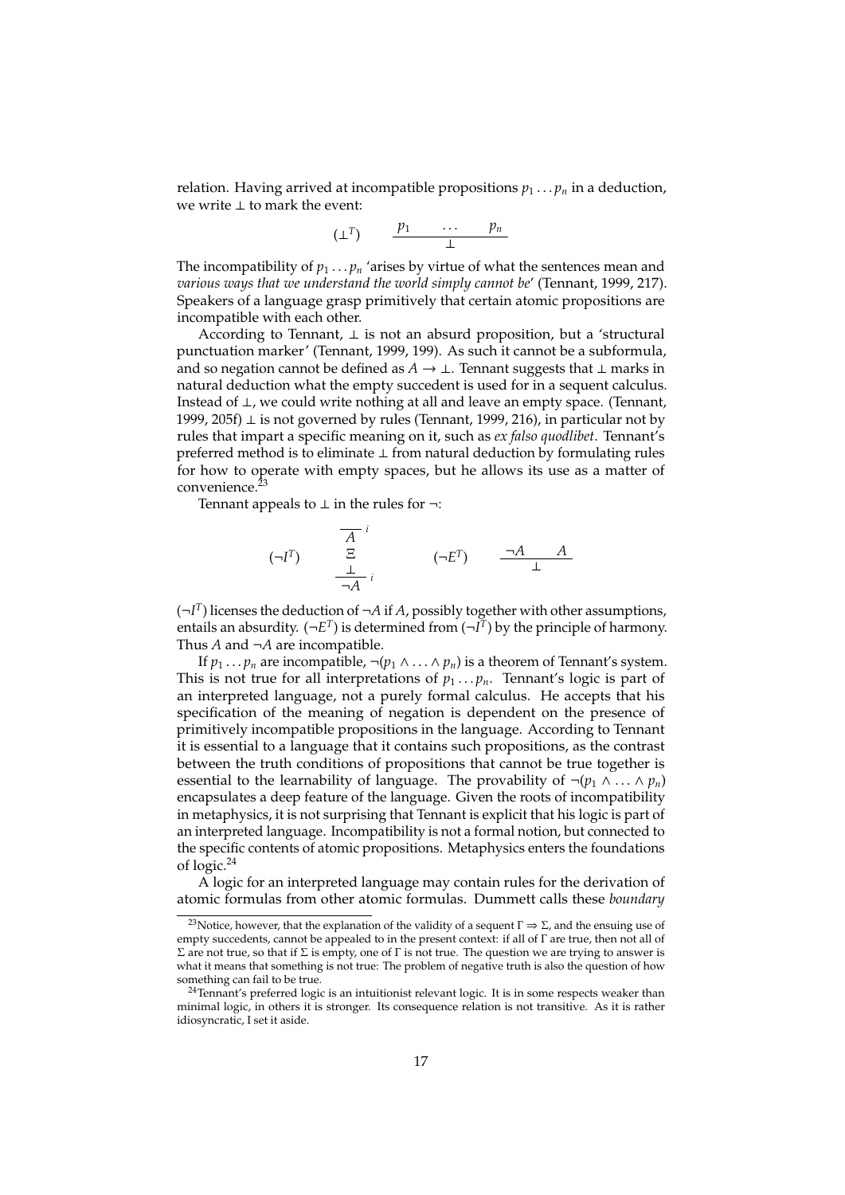relation. Having arrived at incompatible propositions $p_1 \ldots p_n$ in a deduction, we write $\bot$ to mark the event:

$$(\bot^T) \qquad \frac{p_1 \qquad \ldots \qquad p_n}{\bot}$$

The incompatibility of $p_1 \ldots p_n$ 'arises by virtue of what the sentences mean and *various ways that we understand the world simply cannot be*' (Tennant, 1999, 217). Speakers of a language grasp primitively that certain atomic propositions are incompatible with each other.

According to Tennant, $\bot$ is not an absurd proposition, but a 'structural punctuation marker' (Tennant, 1999, 199). As such it cannot be a subformula, and so negation cannot be defined as $A \to \bot$. Tennant suggests that $\bot$ marks in natural deduction what the empty succedent is used for in a sequent calculus. Instead of $\bot$, we could write nothing at all and leave an empty space. (Tennant, 1999, 205f) $\bot$ is not governed by rules (Tennant, 1999, 216), in particular not by rules that impart a specific meaning on it, such as *ex falso quodlibet*. Tennant's preferred method is to eliminate $\bot$ from natural deduction by formulating rules for how to operate with empty spaces, but he allows its use as a matter of convenience.[23]

Tennant appeals to $\bot$ in the rules for $\neg$:

$$(\neg I^T) \qquad \frac{\begin{array}{c}\overline{A}^{\,i} \\ \Xi \\ \bot\end{array}}{\neg A}\, i \qquad\qquad (\neg E^T) \qquad \frac{\neg A \qquad A}{\bot}$$

$(\neg I^T)$ licenses the deduction of $\neg A$ if $A$, possibly together with other assumptions, entails an absurdity. $(\neg E^T)$ is determined from $(\neg I^T)$ by the principle of harmony. Thus $A$ and $\neg A$ are incompatible.

If $p_1 \ldots p_n$ are incompatible, $\neg(p_1 \wedge \ldots \wedge p_n)$ is a theorem of Tennant's system. This is not true for all interpretations of $p_1 \ldots p_n$. Tennant's logic is part of an interpreted language, not a purely formal calculus. He accepts that his specification of the meaning of negation is dependent on the presence of primitively incompatible propositions in the language. According to Tennant it is essential to a language that it contains such propositions, as the contrast between the truth conditions of propositions that cannot be true together is essential to the learnability of language. The provability of $\neg(p_1 \wedge \ldots \wedge p_n)$ encapsulates a deep feature of the language. Given the roots of incompatibility in metaphysics, it is not surprising that Tennant is explicit that his logic is part of an interpreted language. Incompatibility is not a formal notion, but connected to the specific contents of atomic propositions. Metaphysics enters the foundations of logic.[24]

A logic for an interpreted language may contain rules for the derivation of atomic formulas from other atomic formulas. Dummett calls these *boundary*

---

[23] Notice, however, that the explanation of the validity of a sequent $\Gamma \Rightarrow \Sigma$, and the ensuing use of empty succedents, cannot be appealed to in the present context: if all of $\Gamma$ are true, then not all of $\Sigma$ are not true, so that if $\Sigma$ is empty, one of $\Gamma$ is not true. The question we are trying to answer is what it means that something is not true: The problem of negative truth is also the question of how something can fail to be true.

[24] Tennant's preferred logic is an intuitionist relevant logic. It is in some respects weaker than minimal logic, in others it is stronger. Its consequence relation is not transitive. As it is rather idiosyncratic, I set it aside.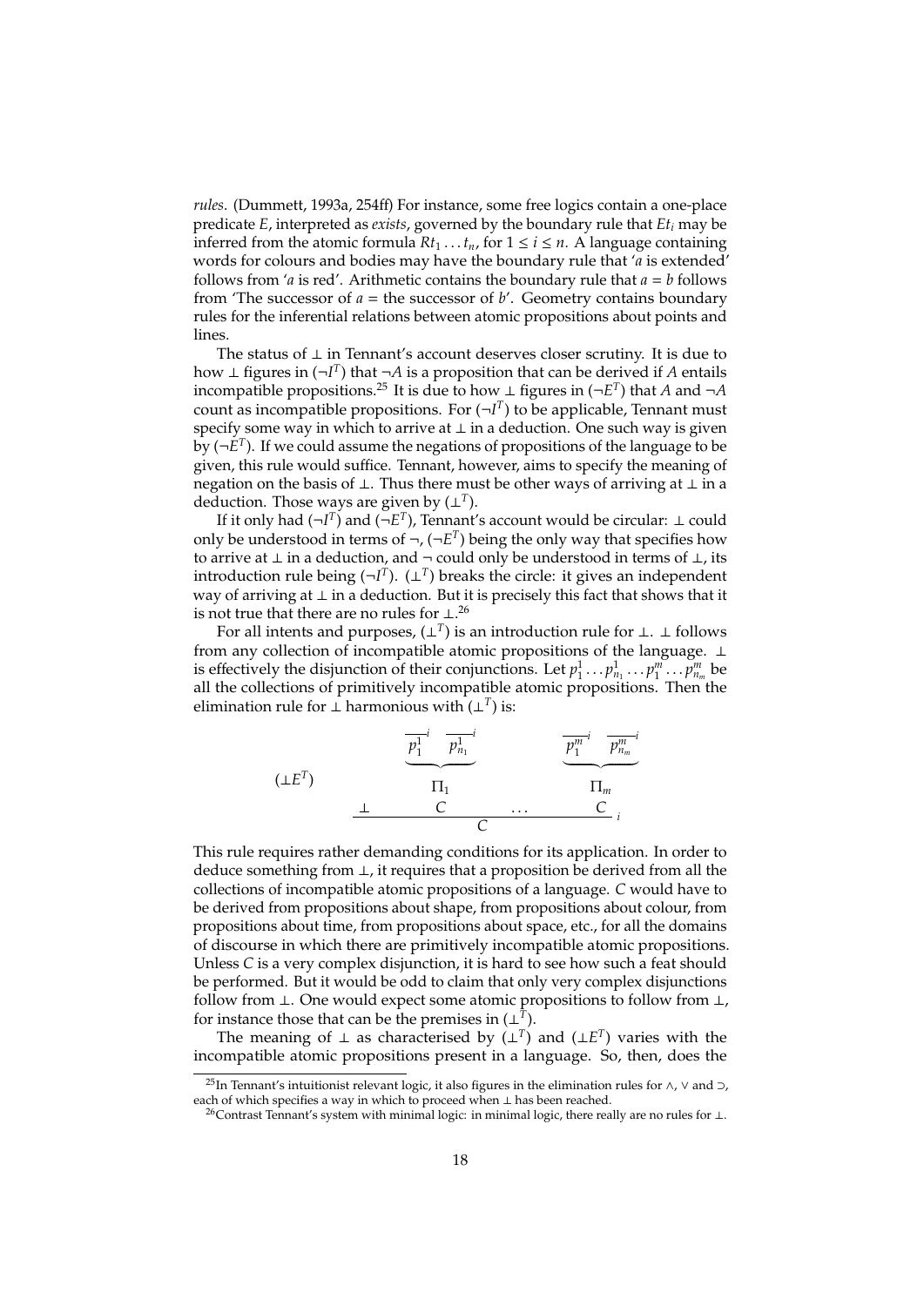*rules*. (Dummett, 1993a, 254ff) For instance, some free logics contain a one-place predicate $E$, interpreted as *exists*, governed by the boundary rule that $Et_i$ may be inferred from the atomic formula $Rt_1 \dots t_n$, for $1 \leq i \leq n$. A language containing words for colours and bodies may have the boundary rule that '$a$ is extended' follows from '$a$ is red'. Arithmetic contains the boundary rule that $a = b$ follows from 'The successor of $a$ = the successor of $b$'. Geometry contains boundary rules for the inferential relations between atomic propositions about points and lines.

The status of $\bot$ in Tennant's account deserves closer scrutiny. It is due to how $\bot$ figures in $(\neg I^T)$ that $\neg A$ is a proposition that can be derived if $A$ entails incompatible propositions.[25] It is due to how $\bot$ figures in $(\neg E^T)$ that $A$ and $\neg A$ count as incompatible propositions. For $(\neg I^T)$ to be applicable, Tennant must specify some way in which to arrive at $\bot$ in a deduction. One such way is given by $(\neg E^T)$. If we could assume the negations of propositions of the language to be given, this rule would suffice. Tennant, however, aims to specify the meaning of negation on the basis of $\bot$. Thus there must be other ways of arriving at $\bot$ in a deduction. Those ways are given by $(\bot^T)$.

If it only had $(\neg I^T)$ and $(\neg E^T)$, Tennant's account would be circular: $\bot$ could only be understood in terms of $\neg$, $(\neg E^T)$ being the only way that specifies how to arrive at $\bot$ in a deduction, and $\neg$ could only be understood in terms of $\bot$, its introduction rule being $(\neg I^T)$. $(\bot^T)$ breaks the circle: it gives an independent way of arriving at $\bot$ in a deduction. But it is precisely this fact that shows that it is not true that there are no rules for $\bot$.[26]

For all intents and purposes, $(\bot^T)$ is an introduction rule for $\bot$. $\bot$ follows from any collection of incompatible atomic propositions of the language. $\bot$ is effectively the disjunction of their conjunctions. Let $p_1^1 \dots p_{n_1}^1 \dots p_1^m \dots p_{n_m}^m$ be all the collections of primitively incompatible atomic propositions. Then the elimination rule for $\bot$ harmonious with $(\bot^T)$ is:

$$(\bot E^T) \qquad \frac{\bot \qquad \begin{array}{c} \underbrace{\overline{p_1^1}^{\,i} \quad \overline{p_{n_1}^1}^{\,i}} \\ \Pi_1 \\ C \end{array} \qquad \dots \qquad \begin{array}{c} \underbrace{\overline{p_1^m}^{\,i} \quad \overline{p_{n_m}^m}^{\,i}} \\ \Pi_m \\ C \end{array}}{C}\, i$$

This rule requires rather demanding conditions for its application. In order to deduce something from $\bot$, it requires that a proposition be derived from all the collections of incompatible atomic propositions of a language. $C$ would have to be derived from propositions about shape, from propositions about colour, from propositions about time, from propositions about space, etc., for all the domains of discourse in which there are primitively incompatible atomic propositions. Unless $C$ is a very complex disjunction, it is hard to see how such a feat should be performed. But it would be odd to claim that only very complex disjunctions follow from $\bot$. One would expect some atomic propositions to follow from $\bot$, for instance those that can be the premises in $(\bot^T)$.

The meaning of $\bot$ as characterised by $(\bot^T)$ and $(\bot E^T)$ varies with the incompatible atomic propositions present in a language. So, then, does the

[25] In Tennant's intuitionist relevant logic, it also figures in the elimination rules for $\wedge$, $\vee$ and $\supset$, each of which specifies a way in which to proceed when $\bot$ has been reached.

[26] Contrast Tennant's system with minimal logic: in minimal logic, there really are no rules for $\bot$.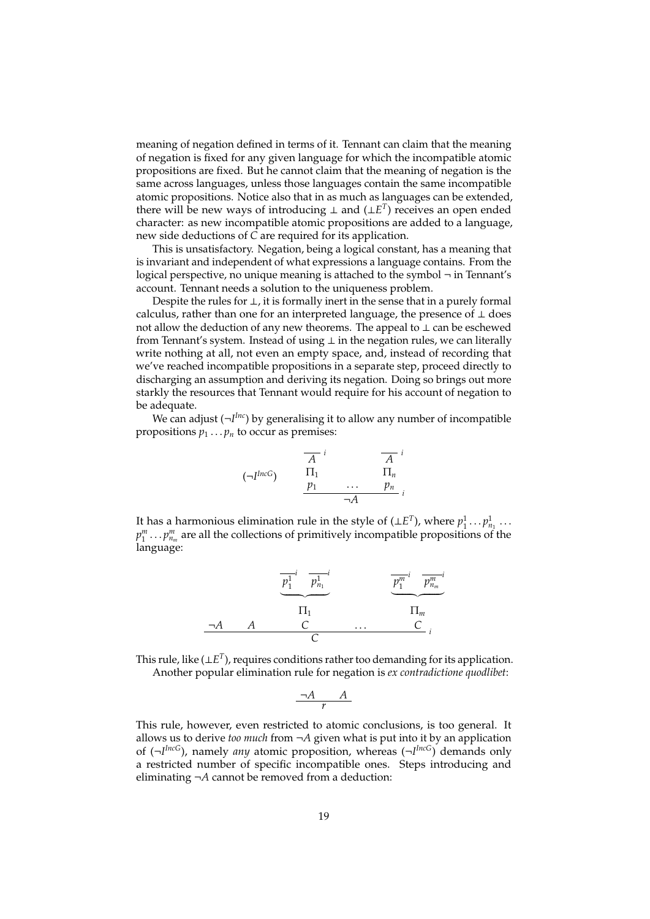meaning of negation defined in terms of it. Tennant can claim that the meaning of negation is fixed for any given language for which the incompatible atomic propositions are fixed. But he cannot claim that the meaning of negation is the same across languages, unless those languages contain the same incompatible atomic propositions. Notice also that in as much as languages can be extended, there will be new ways of introducing $\bot$ and $(\bot E^T)$ receives an open ended character: as new incompatible atomic propositions are added to a language, new side deductions of $C$ are required for its application.

This is unsatisfactory. Negation, being a logical constant, has a meaning that is invariant and independent of what expressions a language contains. From the logical perspective, no unique meaning is attached to the symbol $\neg$ in Tennant's account. Tennant needs a solution to the uniqueness problem.

Despite the rules for $\bot$, it is formally inert in the sense that in a purely formal calculus, rather than one for an interpreted language, the presence of $\bot$ does not allow the deduction of any new theorems. The appeal to $\bot$ can be eschewed from Tennant's system. Instead of using $\bot$ in the negation rules, we can literally write nothing at all, not even an empty space, and, instead of recording that we've reached incompatible propositions in a separate step, proceed directly to discharging an assumption and deriving its negation. Doing so brings out more starkly the resources that Tennant would require for his account of negation to be adequate.

We can adjust $(\neg I^{Inc})$ by generalising it to allow any number of incompatible propositions $p_1 \dots p_n$ to occur as premises:

$$
(\neg I^{IncG}) \qquad \dfrac{\begin{matrix} \overline{A}^{\,i} \\ \Pi_1 \\ p_1 \end{matrix} \qquad \dots \qquad \begin{matrix} \overline{A}^{\,i} \\ \Pi_n \\ p_n \end{matrix}}{\neg A}\, i
$$

It has a harmonious elimination rule in the style of $(\bot E^T)$, where $p_1^1 \dots p_{n_1}^1 \dots p_1^m \dots p_{n_m}^m$ are all the collections of primitively incompatible propositions of the language:

$$
\dfrac{\neg A \qquad A \qquad \begin{matrix} \underbrace{\overline{p_1^1}^{\,i} \quad \overline{p_{n_1}^1}^{\,i}} \\ \Pi_1 \\ C \end{matrix} \qquad \dots \qquad \begin{matrix} \underbrace{\overline{p_1^m}^{\,i} \quad \overline{p_{n_m}^m}^{\,i}} \\ \Pi_m \\ C \end{matrix}}{C}\, i
$$

This rule, like $(\bot E^T)$, requires conditions rather too demanding for its application.

Another popular elimination rule for negation is *ex contradictione quodlibet*:

$$
\dfrac{\neg A \qquad A}{r}
$$

This rule, however, even restricted to atomic conclusions, is too general. It allows us to derive *too much* from $\neg A$ given what is put into it by an application of $(\neg I^{IncG})$, namely *any* atomic proposition, whereas $(\neg I^{IncG})$ demands only a restricted number of specific incompatible ones. Steps introducing and eliminating $\neg A$ cannot be removed from a deduction: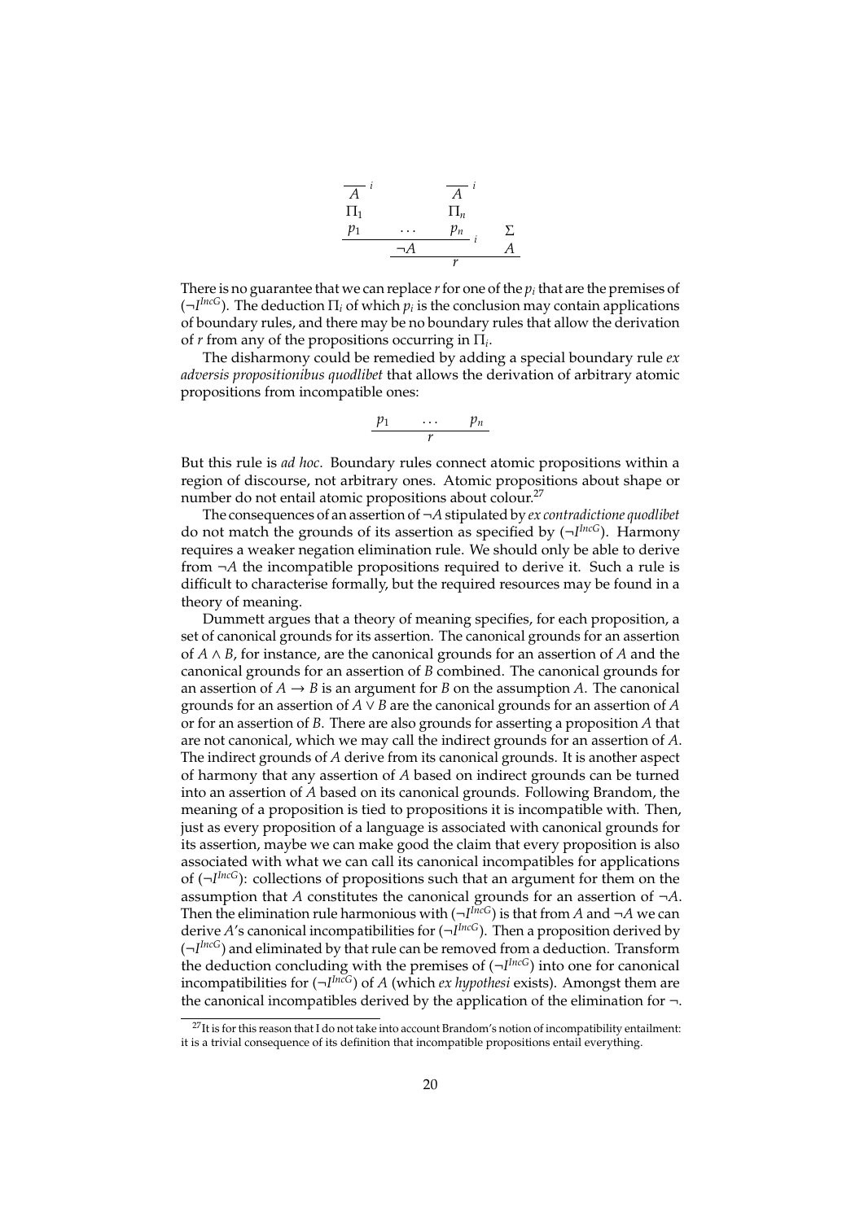$$
\dfrac{\dfrac{\begin{matrix} \overline{A}^{\,i} \\ \Pi_1 \\ p_1 \end{matrix} \quad \dots \quad \begin{matrix} \overline{A}^{\,i} \\ \Pi_n \\ p_n \end{matrix}}{\neg A}\,i \qquad \begin{matrix} \Sigma \\ A \end{matrix}}{r}
$$

There is no guarantee that we can replace $r$ for one of the $p_i$ that are the premises of $(\neg I^{IncG})$. The deduction $\Pi_i$ of which $p_i$ is the conclusion may contain applications of boundary rules, and there may be no boundary rules that allow the derivation of $r$ from any of the propositions occurring in $\Pi_i$.

The disharmony could be remedied by adding a special boundary rule *ex adversis propositionibus quodlibet* that allows the derivation of arbitrary atomic propositions from incompatible ones:

$$
\dfrac{p_1 \qquad \dots \qquad p_n}{r}
$$

But this rule is *ad hoc*. Boundary rules connect atomic propositions within a region of discourse, not arbitrary ones. Atomic propositions about shape or number do not entail atomic propositions about colour.[27]

The consequences of an assertion of $\neg A$ stipulated by *ex contradictione quodlibet* do not match the grounds of its assertion as specified by $(\neg I^{IncG})$. Harmony requires a weaker negation elimination rule. We should only be able to derive from $\neg A$ the incompatible propositions required to derive it. Such a rule is difficult to characterise formally, but the required resources may be found in a theory of meaning.

Dummett argues that a theory of meaning specifies, for each proposition, a set of canonical grounds for its assertion. The canonical grounds for an assertion of $A \wedge B$, for instance, are the canonical grounds for an assertion of $A$ and the canonical grounds for an assertion of $B$ combined. The canonical grounds for an assertion of $A \rightarrow B$ is an argument for $B$ on the assumption $A$. The canonical grounds for an assertion of $A \vee B$ are the canonical grounds for an assertion of $A$ or for an assertion of $B$. There are also grounds for asserting a proposition $A$ that are not canonical, which we may call the indirect grounds for an assertion of $A$. The indirect grounds of $A$ derive from its canonical grounds. It is another aspect of harmony that any assertion of $A$ based on indirect grounds can be turned into an assertion of $A$ based on its canonical grounds. Following Brandom, the meaning of a proposition is tied to propositions it is incompatible with. Then, just as every proposition of a language is associated with canonical grounds for its assertion, maybe we can make good the claim that every proposition is also associated with what we can call its canonical incompatibles for applications of $(\neg I^{IncG})$: collections of propositions such that an argument for them on the assumption that $A$ constitutes the canonical grounds for an assertion of $\neg A$. Then the elimination rule harmonious with $(\neg I^{IncG})$ is that from $A$ and $\neg A$ we can derive $A$'s canonical incompatibilities for $(\neg I^{IncG})$. Then a proposition derived by $(\neg I^{IncG})$ and eliminated by that rule can be removed from a deduction. Transform the deduction concluding with the premises of $(\neg I^{IncG})$ into one for canonical incompatibilities for $(\neg I^{IncG})$ of $A$ (which *ex hypothesi* exists). Amongst them are the canonical incompatibles derived by the application of the elimination for $\neg$.

[27] It is for this reason that I do not take into account Brandom's notion of incompatibility entailment: it is a trivial consequence of its definition that incompatible propositions entail everything.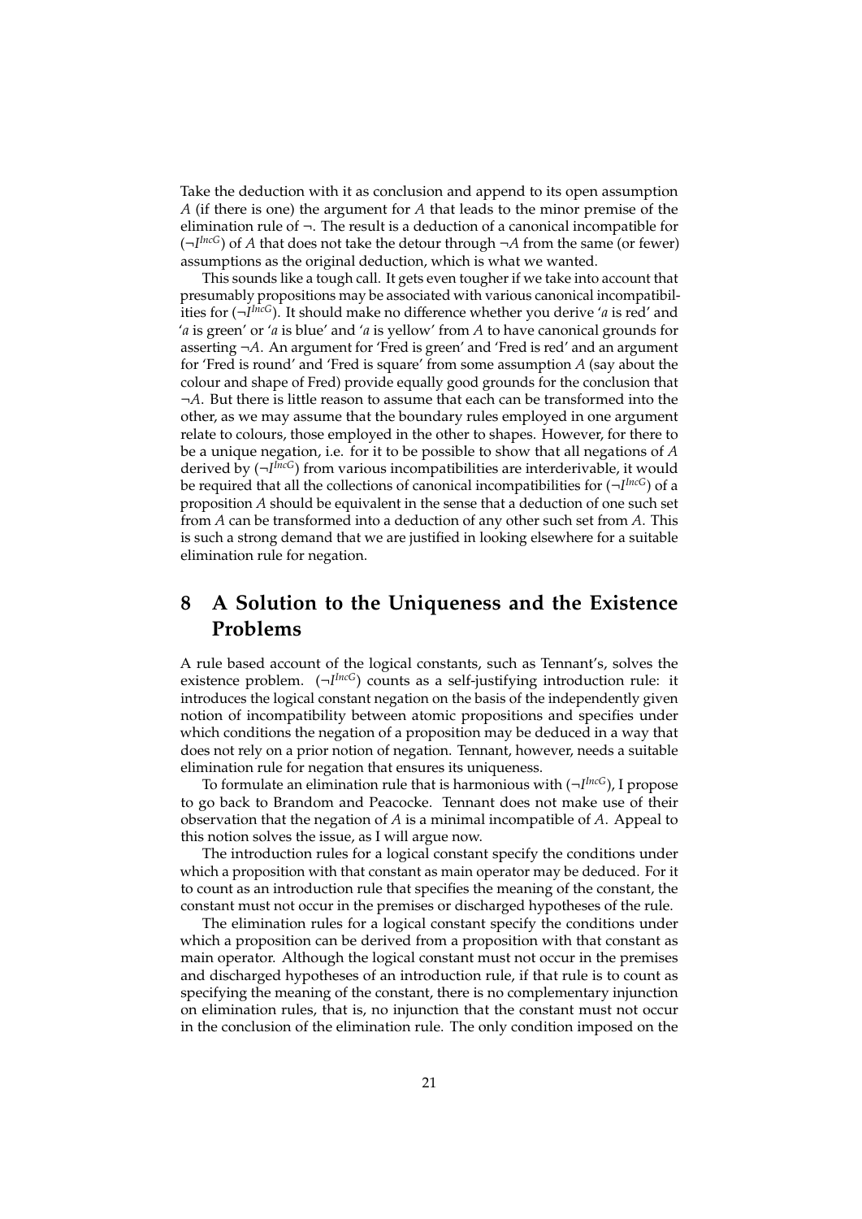Take the deduction with it as conclusion and append to its open assumption $A$ (if there is one) the argument for $A$ that leads to the minor premise of the elimination rule of $\neg$. The result is a deduction of a canonical incompatible for $(\neg I^{IncG})$ of $A$ that does not take the detour through $\neg A$ from the same (or fewer) assumptions as the original deduction, which is what we wanted.

This sounds like a tough call. It gets even tougher if we take into account that presumably propositions may be associated with various canonical incompatibilities for $(\neg I^{IncG})$. It should make no difference whether you derive '$a$ is red' and '$a$ is green' or '$a$ is blue' and '$a$ is yellow' from $A$ to have canonical grounds for asserting $\neg A$. An argument for 'Fred is green' and 'Fred is red' and an argument for 'Fred is round' and 'Fred is square' from some assumption $A$ (say about the colour and shape of Fred) provide equally good grounds for the conclusion that $\neg A$. But there is little reason to assume that each can be transformed into the other, as we may assume that the boundary rules employed in one argument relate to colours, those employed in the other to shapes. However, for there to be a unique negation, i.e. for it to be possible to show that all negations of $A$ derived by $(\neg I^{IncG})$ from various incompatibilities are interderivable, it would be required that all the collections of canonical incompatibilities for $(\neg I^{IncG})$ of a proposition $A$ should be equivalent in the sense that a deduction of one such set from $A$ can be transformed into a deduction of any other such set from $A$. This is such a strong demand that we are justified in looking elsewhere for a suitable elimination rule for negation.

# 8 A Solution to the Uniqueness and the Existence Problems

A rule based account of the logical constants, such as Tennant's, solves the existence problem. $(\neg I^{IncG})$ counts as a self-justifying introduction rule: it introduces the logical constant negation on the basis of the independently given notion of incompatibility between atomic propositions and specifies under which conditions the negation of a proposition may be deduced in a way that does not rely on a prior notion of negation. Tennant, however, needs a suitable elimination rule for negation that ensures its uniqueness.

To formulate an elimination rule that is harmonious with $(\neg I^{IncG})$, I propose to go back to Brandom and Peacocke. Tennant does not make use of their observation that the negation of $A$ is a minimal incompatible of $A$. Appeal to this notion solves the issue, as I will argue now.

The introduction rules for a logical constant specify the conditions under which a proposition with that constant as main operator may be deduced. For it to count as an introduction rule that specifies the meaning of the constant, the constant must not occur in the premises or discharged hypotheses of the rule.

The elimination rules for a logical constant specify the conditions under which a proposition can be derived from a proposition with that constant as main operator. Although the logical constant must not occur in the premises and discharged hypotheses of an introduction rule, if that rule is to count as specifying the meaning of the constant, there is no complementary injunction on elimination rules, that is, no injunction that the constant must not occur in the conclusion of the elimination rule. The only condition imposed on the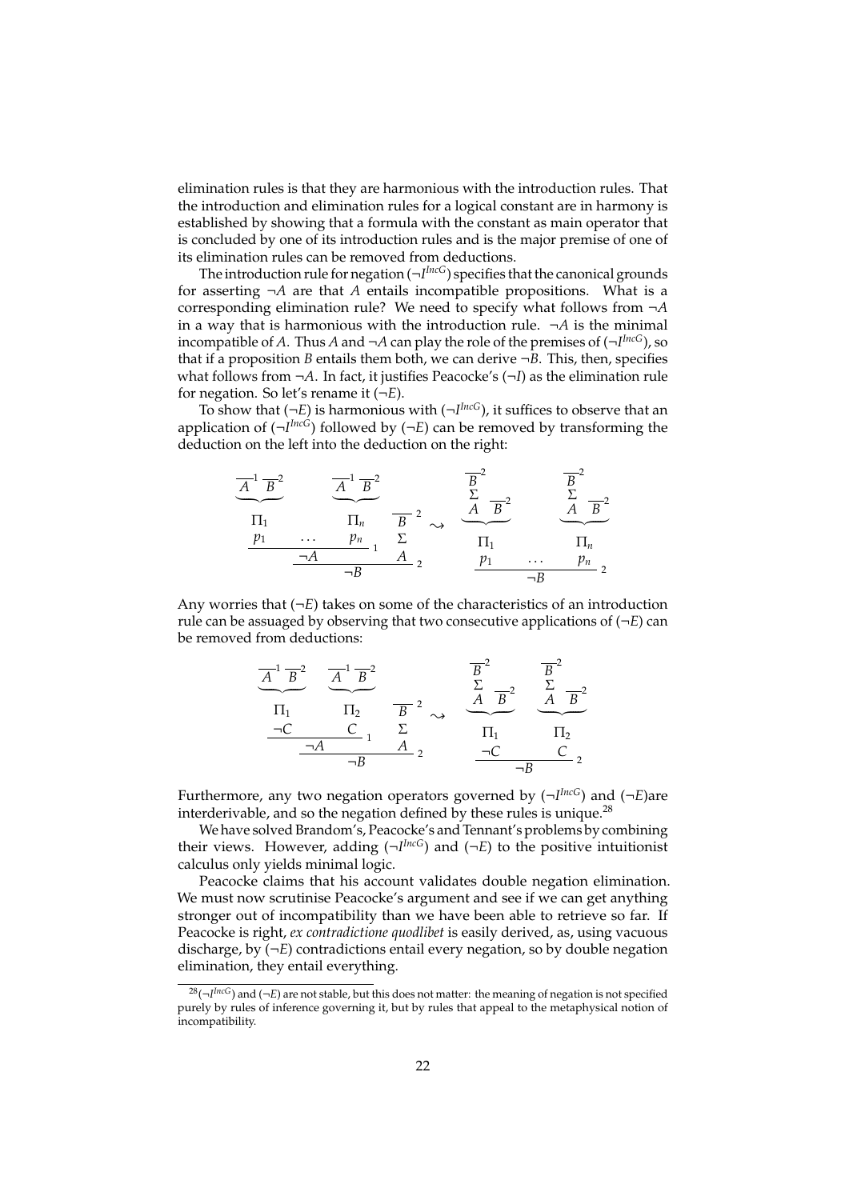elimination rules is that they are harmonious with the introduction rules. That the introduction and elimination rules for a logical constant are in harmony is established by showing that a formula with the constant as main operator that is concluded by one of its introduction rules and is the major premise of one of its elimination rules can be removed from deductions.

The introduction rule for negation ($\neg I^{IncG}$) specifies that the canonical grounds for asserting $\neg A$ are that $A$ entails incompatible propositions. What is a corresponding elimination rule? We need to specify what follows from $\neg A$ in a way that is harmonious with the introduction rule. $\neg A$ is the minimal incompatible of $A$. Thus $A$ and $\neg A$ can play the role of the premises of ($\neg I^{IncG}$), so that if a proposition $B$ entails them both, we can derive $\neg B$. This, then, specifies what follows from $\neg A$. In fact, it justifies Peacocke's ($\neg I$) as the elimination rule for negation. So let's rename it ($\neg E$).

To show that ($\neg E$) is harmonious with ($\neg I^{IncG}$), it suffices to observe that an application of ($\neg I^{IncG}$) followed by ($\neg E$) can be removed by transforming the deduction on the left into the deduction on the right:

$$
\dfrac{\dfrac{\overset{\underbrace{\overline{A}^1\ \overline{B}^2}}{\Pi_1}\qquad\qquad \overset{\underbrace{\overline{A}^1\ \overline{B}^2}}{\Pi_n}}{\dfrac{p_1\quad \ldots \quad p_n}{\neg A}\,1}\qquad \dfrac{\overline{B}^{\,2}}{\overset{\Sigma}{A}}}{\neg B}\,2
\quad\rightsquigarrow\quad
\dfrac{\overset{\underbrace{\dfrac{\overline{B}^2}{\overset{\Sigma}{A}}\ \overline{B}^2}}{\Pi_1}\qquad \overset{\underbrace{\dfrac{\overline{B}^2}{\overset{\Sigma}{A}}\ \overline{B}^2}}{\Pi_n}}{\dfrac{p_1\quad \ldots \quad p_n}{\neg B}\,2}
$$

Any worries that ($\neg E$) takes on some of the characteristics of an introduction rule can be assuaged by observing that two consecutive applications of ($\neg E$) can be removed from deductions:

$$
\dfrac{\dfrac{\overset{\underbrace{\overline{A}^1\ \overline{B}^2}}{\Pi_1}\qquad \overset{\underbrace{\overline{A}^1\ \overline{B}^2}}{\Pi_2}}{\dfrac{\neg C\qquad C}{\neg A}\,1}\qquad \dfrac{\overline{B}^{\,2}}{\overset{\Sigma}{A}}}{\neg B}\,2
\quad\rightsquigarrow\quad
\dfrac{\overset{\underbrace{\dfrac{\overline{B}^2}{\overset{\Sigma}{A}}\ \overline{B}^2}}{\Pi_1}\qquad \overset{\underbrace{\dfrac{\overline{B}^2}{\overset{\Sigma}{A}}\ \overline{B}^2}}{\Pi_2}}{\dfrac{\neg C\qquad C}{\neg B}\,2}
$$

Furthermore, any two negation operators governed by ($\neg I^{IncG}$) and ($\neg E$)are interderivable, and so the negation defined by these rules is unique.[28]

We have solved Brandom's, Peacocke's and Tennant's problems by combining their views. However, adding ($\neg I^{IncG}$) and ($\neg E$) to the positive intuitionist calculus only yields minimal logic.

Peacocke claims that his account validates double negation elimination. We must now scrutinise Peacocke's argument and see if we can get anything stronger out of incompatibility than we have been able to retrieve so far. If Peacocke is right, *ex contradictione quodlibet* is easily derived, as, using vacuous discharge, by ($\neg E$) contradictions entail every negation, so by double negation elimination, they entail everything.

[28] ($\neg I^{IncG}$) and ($\neg E$) are not stable, but this does not matter: the meaning of negation is not specified purely by rules of inference governing it, but by rules that appeal to the metaphysical notion of incompatibility.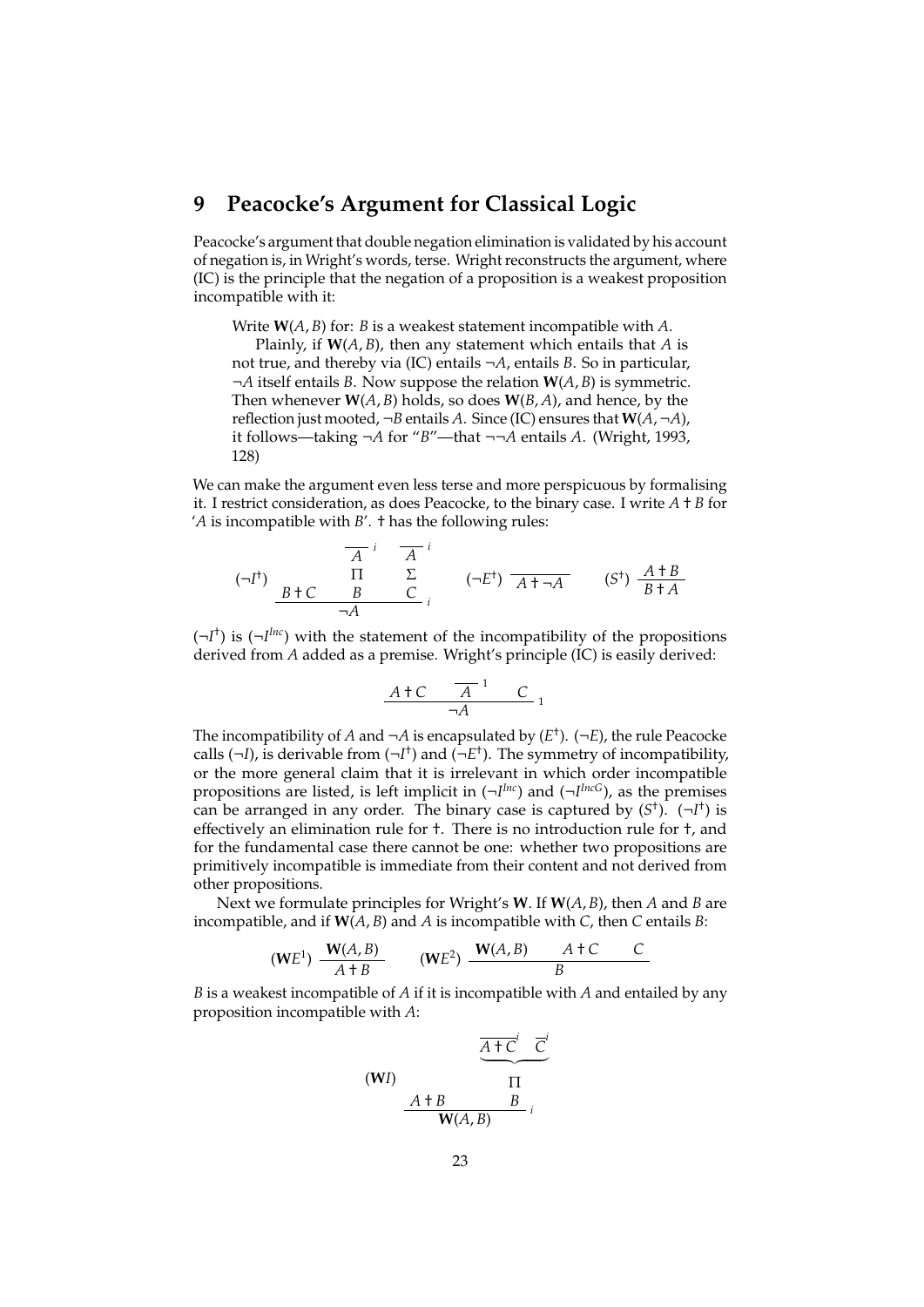## 9 Peacocke's Argument for Classical Logic

Peacocke's argument that double negation elimination is validated by his account of negation is, in Wright's words, terse. Wright reconstructs the argument, where (IC) is the principle that the negation of a proposition is a weakest proposition incompatible with it:

> Write $\mathbf{W}(A, B)$ for: $B$ is a weakest statement incompatible with $A$.
>
> Plainly, if $\mathbf{W}(A, B)$, then any statement which entails that $A$ is not true, and thereby via (IC) entails $\neg A$, entails $B$. So in particular, $\neg A$ itself entails $B$. Now suppose the relation $\mathbf{W}(A, B)$ is symmetric. Then whenever $\mathbf{W}(A, B)$ holds, so does $\mathbf{W}(B, A)$, and hence, by the reflection just mooted, $\neg B$ entails $A$. Since (IC) ensures that $\mathbf{W}(A, \neg A)$, it follows—taking $\neg A$ for "$B$"—that $\neg\neg A$ entails $A$. (Wright, 1993, 128)

We can make the argument even less terse and more perspicuous by formalising it. I restrict consideration, as does Peacocke, to the binary case. I write $A \dagger B$ for '$A$ is incompatible with $B$'. $\dagger$ has the following rules:

$$(\neg I^{\dagger})\ \frac{B \dagger C \qquad \begin{array}{c}\overline{A}^{\,i}\\ \Pi \\ B\end{array} \qquad \begin{array}{c}\overline{A}^{\,i}\\ \Sigma \\ C\end{array}}{\neg A}\,{}_{i} \qquad (\neg E^{\dagger})\ \frac{}{A \dagger \neg A} \qquad (S^{\dagger})\ \frac{A \dagger B}{B \dagger A}$$

$(\neg I^{\dagger})$ is $(\neg I^{Inc})$ with the statement of the incompatibility of the propositions derived from $A$ added as a premise. Wright's principle (IC) is easily derived:

$$\frac{A \dagger C \qquad \overline{A}^{\,1} \qquad C}{\neg A}\,{}_{1}$$

The incompatibility of $A$ and $\neg A$ is encapsulated by $(E^{\dagger})$. $(\neg E)$, the rule Peacocke calls $(\neg I)$, is derivable from $(\neg I^{\dagger})$ and $(\neg E^{\dagger})$. The symmetry of incompatibility, or the more general claim that it is irrelevant in which order incompatible propositions are listed, is left implicit in $(\neg I^{Inc})$ and $(\neg I^{IncG})$, as the premises can be arranged in any order. The binary case is captured by $(S^{\dagger})$. $(\neg I^{\dagger})$ is effectively an elimination rule for $\dagger$. There is no introduction rule for $\dagger$, and for the fundamental case there cannot be one: whether two propositions are primitively incompatible is immediate from their content and not derived from other propositions.

Next we formulate principles for Wright's $\mathbf{W}$. If $\mathbf{W}(A, B)$, then $A$ and $B$ are incompatible, and if $\mathbf{W}(A, B)$ and $A$ is incompatible with $C$, then $C$ entails $B$:

$$(\mathbf{W}E^{1})\ \frac{\mathbf{W}(A, B)}{A \dagger B} \qquad (\mathbf{W}E^{2})\ \frac{\mathbf{W}(A, B) \qquad A \dagger C \qquad C}{B}$$

$B$ is a weakest incompatible of $A$ if it is incompatible with $A$ and entailed by any proposition incompatible with $A$:

$$(\mathbf{W}I)\ \frac{A \dagger B \qquad \begin{array}{c}\underbrace{\overline{A \dagger C}^{\,i} \quad \overline{C}^{\,i}}\\ \Pi \\ B\end{array}}{\mathbf{W}(A, B)}\,{}_{i}$$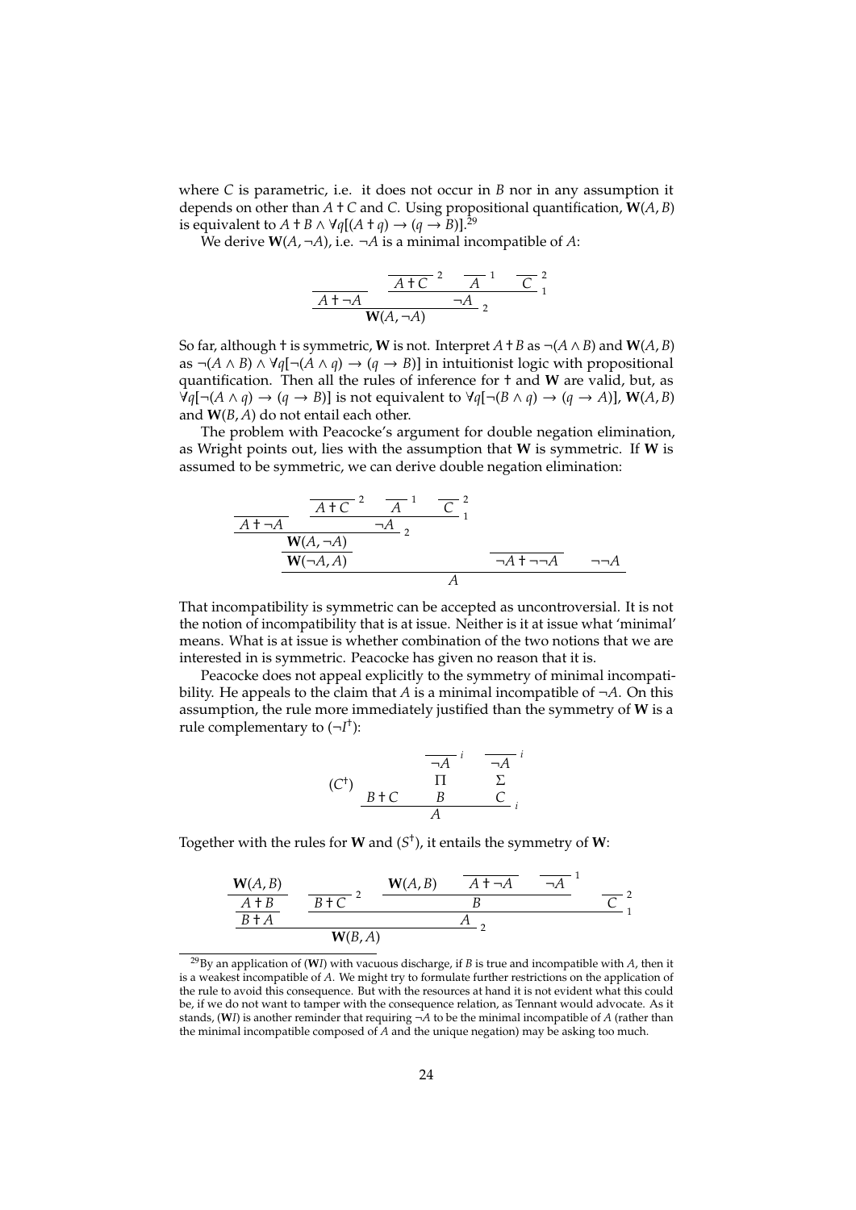where $C$ is parametric, i.e. it does not occur in $B$ nor in any assumption it depends on other than $A \dagger C$ and $C$. Using propositional quantification, $\mathbf{W}(A, B)$ is equivalent to $A \dagger B \wedge \forall q[(A \dagger q) \to (q \to B)]$.[29]

We derive $\mathbf{W}(A, \neg A)$, i.e. $\neg A$ is a minimal incompatible of $A$:

$$
\dfrac{\overline{A \dagger \neg A} \qquad \dfrac{\overline{A \dagger C}^{\,2} \quad \overline{A}^{\,1} \quad \overline{C}^{\,2}}{\neg A}\,{\scriptstyle 1}}{\mathbf{W}(A, \neg A)}\,{\scriptstyle 2}
$$

So far, although $\dagger$ is symmetric, $\mathbf{W}$ is not. Interpret $A \dagger B$ as $\neg(A \wedge B)$ and $\mathbf{W}(A, B)$ as $\neg(A \wedge B) \wedge \forall q[\neg(A \wedge q) \to (q \to B)]$ in intuitionist logic with propositional quantification. Then all the rules of inference for $\dagger$ and $\mathbf{W}$ are valid, but, as $\forall q[\neg(A \wedge q) \to (q \to B)]$ is not equivalent to $\forall q[\neg(B \wedge q) \to (q \to A)]$, $\mathbf{W}(A, B)$ and $\mathbf{W}(B, A)$ do not entail each other.

The problem with Peacocke's argument for double negation elimination, as Wright points out, lies with the assumption that $\mathbf{W}$ is symmetric. If $\mathbf{W}$ is assumed to be symmetric, we can derive double negation elimination:

$$
\dfrac{\dfrac{\dfrac{\overline{A \dagger \neg A} \qquad \dfrac{\overline{A \dagger C}^{\,2} \quad \overline{A}^{\,1} \quad \overline{C}^{\,2}}{\neg A}\,{\scriptstyle 1}}{\mathbf{W}(A, \neg A)}\,{\scriptstyle 2}}{\mathbf{W}(\neg A, A)} \qquad \overline{\neg A \dagger \neg\neg A} \qquad \neg\neg A}{A}
$$

That incompatibility is symmetric can be accepted as uncontroversial. It is not the notion of incompatibility that is at issue. Neither is it at issue what 'minimal' means. What is at issue is whether combination of the two notions that we are interested in is symmetric. Peacocke has given no reason that it is.

Peacocke does not appeal explicitly to the symmetry of minimal incompatibility. He appeals to the claim that $A$ is a minimal incompatible of $\neg A$. On this assumption, the rule more immediately justified than the symmetry of $\mathbf{W}$ is a rule complementary to $(\neg I^{\dagger})$:

$$
(C^{\dagger}) \qquad \dfrac{B \dagger C \qquad \begin{matrix} \overline{\neg A}^{\,i} \\ \Pi \\ B \end{matrix} \qquad \begin{matrix} \overline{\neg A}^{\,i} \\ \Sigma \\ C \end{matrix}}{A}\,{\scriptstyle i}
$$

Together with the rules for $\mathbf{W}$ and $(S^{\dagger})$, it entails the symmetry of $\mathbf{W}$:

$$
\dfrac{\dfrac{\dfrac{\mathbf{W}(A, B)}{A \dagger B}}{B \dagger A} \qquad \dfrac{\overline{B \dagger C}^{\,2} \qquad \dfrac{\mathbf{W}(A, B) \quad \overline{A \dagger \neg A} \quad \overline{\neg A}^{\,1}}{B} \qquad \overline{C}^{\,2}}{A}\,{\scriptstyle 1}}{\mathbf{W}(B, A)}\,{\scriptstyle 2}
$$

---

[29] By an application of ($\mathbf{W}I$) with vacuous discharge, if $B$ is true and incompatible with $A$, then it is a weakest incompatible of $A$. We might try to formulate further restrictions on the application of the rule to avoid this consequence. But with the resources at hand it is not evident what this could be, if we do not want to tamper with the consequence relation, as Tennant would advocate. As it stands, ($\mathbf{W}I$) is another reminder that requiring $\neg A$ to be the minimal incompatible of $A$ (rather than the minimal incompatible composed of $A$ and the unique negation) may be asking too much.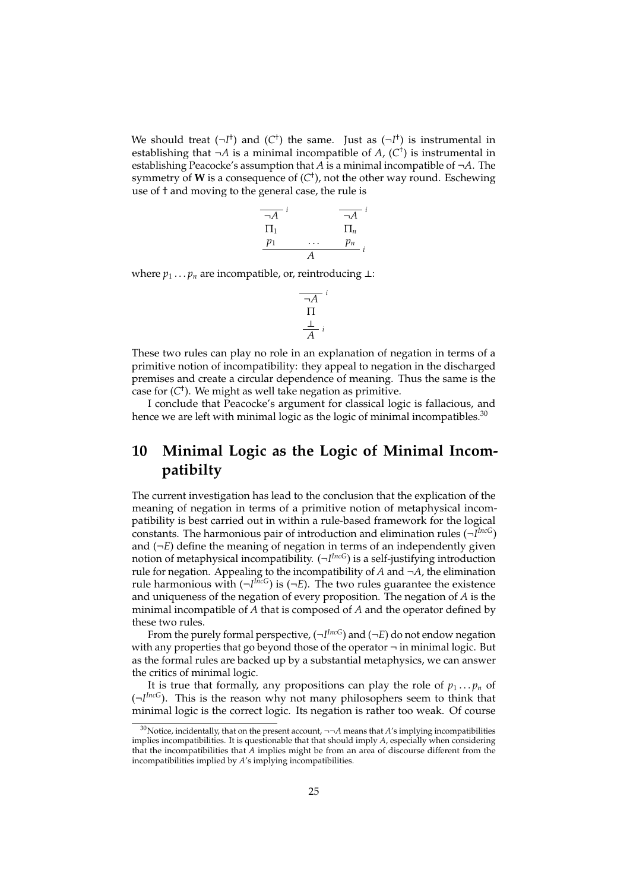We should treat $(\neg I^{\dagger})$ and $(C^{\dagger})$ the same. Just as $(\neg I^{\dagger})$ is instrumental in establishing that $\neg A$ is a minimal incompatible of $A$, $(C^{\dagger})$ is instrumental in establishing Peacocke's assumption that $A$ is a minimal incompatible of $\neg A$. The symmetry of **W** is a consequence of $(C^{\dagger})$, not the other way round. Eschewing use of † and moving to the general case, the rule is

$$\dfrac{\begin{matrix} \overline{\neg A}^{\,i} \\ \Pi_1 \\ p_1 \end{matrix} \quad \ldots \quad \begin{matrix} \overline{\neg A}^{\,i} \\ \Pi_n \\ p_n \end{matrix}}{A}\,i$$

where $p_1 \ldots p_n$ are incompatible, or, reintroducing $\bot$:

$$\dfrac{\begin{matrix} \overline{\neg A}^{\,i} \\ \Pi \\ \bot \end{matrix}}{A}\,i$$

These two rules can play no role in an explanation of negation in terms of a primitive notion of incompatibility: they appeal to negation in the discharged premises and create a circular dependence of meaning. Thus the same is the case for $(C^{\dagger})$. We might as well take negation as primitive.

I conclude that Peacocke's argument for classical logic is fallacious, and hence we are left with minimal logic as the logic of minimal incompatibles.[30]

# 10 Minimal Logic as the Logic of Minimal Incompatibilty

The current investigation has lead to the conclusion that the explication of the meaning of negation in terms of a primitive notion of metaphysical incompatibility is best carried out in within a rule-based framework for the logical constants. The harmonious pair of introduction and elimination rules $(\neg I^{IncG})$ and $(\neg E)$ define the meaning of negation in terms of an independently given notion of metaphysical incompatibility. $(\neg I^{IncG})$ is a self-justifying introduction rule for negation. Appealing to the incompatibility of $A$ and $\neg A$, the elimination rule harmonious with $(\neg I^{IncG})$ is $(\neg E)$. The two rules guarantee the existence and uniqueness of the negation of every proposition. The negation of $A$ is the minimal incompatible of $A$ that is composed of $A$ and the operator defined by these two rules.

From the purely formal perspective, $(\neg I^{IncG})$ and $(\neg E)$ do not endow negation with any properties that go beyond those of the operator $\neg$ in minimal logic. But as the formal rules are backed up by a substantial metaphysics, we can answer the critics of minimal logic.

It is true that formally, any propositions can play the role of $p_1 \ldots p_n$ of $(\neg I^{IncG})$. This is the reason why not many philosophers seem to think that minimal logic is the correct logic. Its negation is rather too weak. Of course

[30] Notice, incidentally, that on the present account, $\neg\neg A$ means that $A$'s implying incompatibilities implies incompatibilities. It is questionable that that should imply $A$, especially when considering that the incompatibilities that $A$ implies might be from an area of discourse different from the incompatibilities implied by $A$'s implying incompatibilities.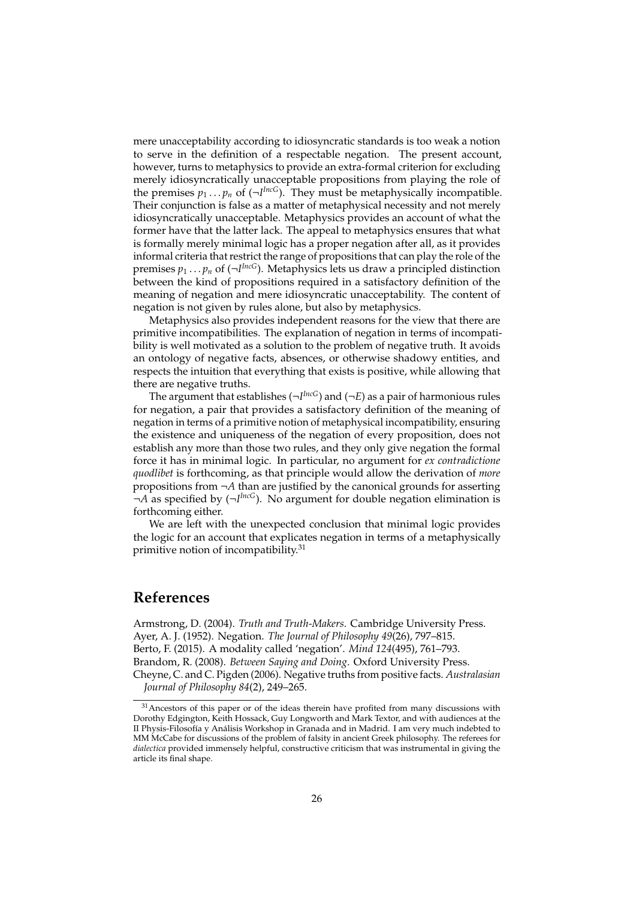mere unacceptability according to idiosyncratic standards is too weak a notion to serve in the definition of a respectable negation. The present account, however, turns to metaphysics to provide an extra-formal criterion for excluding merely idiosyncratically unacceptable propositions from playing the role of the premises $p_1 \dots p_n$ of ($\neg I^{IncG}$). They must be metaphysically incompatible. Their conjunction is false as a matter of metaphysical necessity and not merely idiosyncratically unacceptable. Metaphysics provides an account of what the former have that the latter lack. The appeal to metaphysics ensures that what is formally merely minimal logic has a proper negation after all, as it provides informal criteria that restrict the range of propositions that can play the role of the premises $p_1 \dots p_n$ of ($\neg I^{IncG}$). Metaphysics lets us draw a principled distinction between the kind of propositions required in a satisfactory definition of the meaning of negation and mere idiosyncratic unacceptability. The content of negation is not given by rules alone, but also by metaphysics.

Metaphysics also provides independent reasons for the view that there are primitive incompatibilities. The explanation of negation in terms of incompatibility is well motivated as a solution to the problem of negative truth. It avoids an ontology of negative facts, absences, or otherwise shadowy entities, and respects the intuition that everything that exists is positive, while allowing that there are negative truths.

The argument that establishes ($\neg I^{IncG}$) and ($\neg E$) as a pair of harmonious rules for negation, a pair that provides a satisfactory definition of the meaning of negation in terms of a primitive notion of metaphysical incompatibility, ensuring the existence and uniqueness of the negation of every proposition, does not establish any more than those two rules, and they only give negation the formal force it has in minimal logic. In particular, no argument for *ex contradictione quodlibet* is forthcoming, as that principle would allow the derivation of *more* propositions from $\neg A$ than are justified by the canonical grounds for asserting $\neg A$ as specified by ($\neg I^{IncG}$). No argument for double negation elimination is forthcoming either.

We are left with the unexpected conclusion that minimal logic provides the logic for an account that explicates negation in terms of a metaphysically primitive notion of incompatibility.[31]

# References

Armstrong, D. (2004). *Truth and Truth-Makers*. Cambridge University Press.

Ayer, A. J. (1952). Negation. *The Journal of Philosophy 49*(26), 797–815.

Berto, F. (2015). A modality called 'negation'. *Mind 124*(495), 761–793.

Brandom, R. (2008). *Between Saying and Doing*. Oxford University Press.

Cheyne, C. and C. Pigden (2006). Negative truths from positive facts. *Australasian Journal of Philosophy 84*(2), 249–265.

[31] Ancestors of this paper or of the ideas therein have profited from many discussions with Dorothy Edgington, Keith Hossack, Guy Longworth and Mark Textor, and with audiences at the II Physis-Filosofía y Análisis Workshop in Granada and in Madrid. I am very much indebted to MM McCabe for discussions of the problem of falsity in ancient Greek philosophy. The referees for *dialectica* provided immensely helpful, constructive criticism that was instrumental in giving the article its final shape.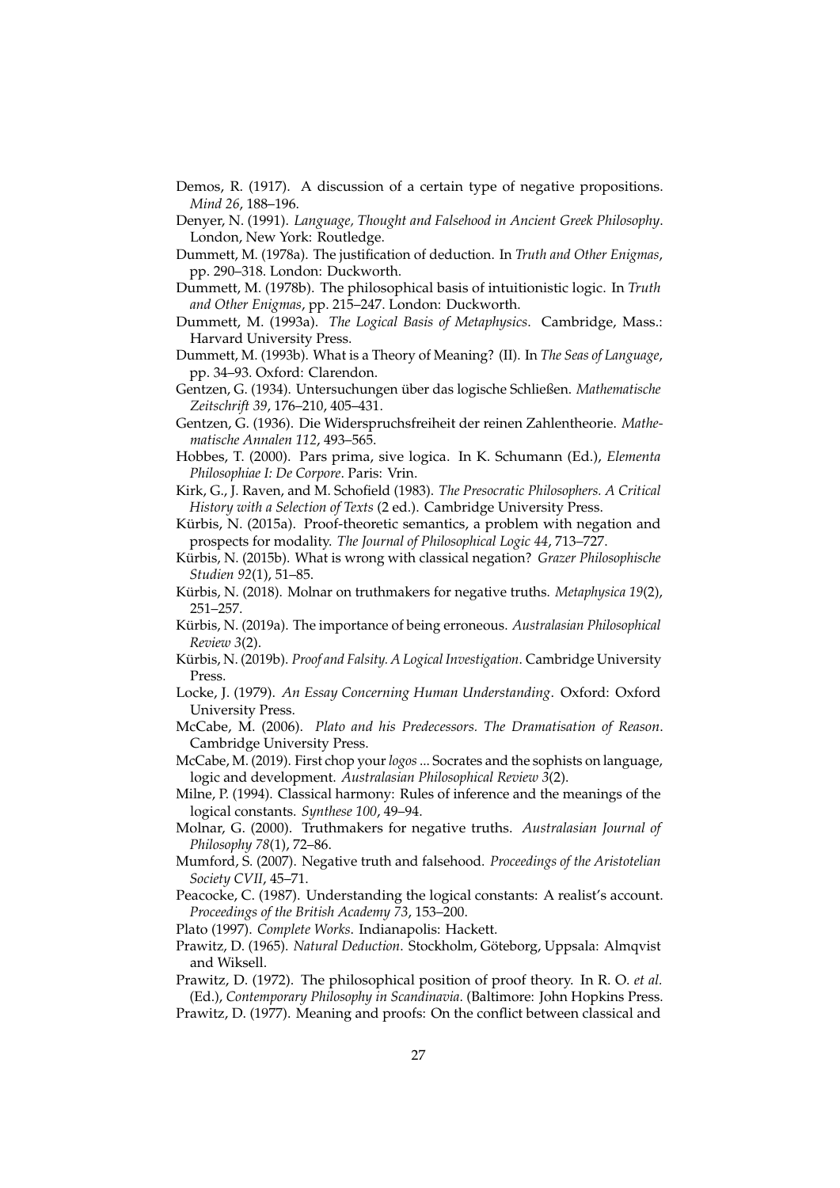Demos, R. (1917). A discussion of a certain type of negative propositions. *Mind 26*, 188–196.

Denyer, N. (1991). *Language, Thought and Falsehood in Ancient Greek Philosophy*. London, New York: Routledge.

Dummett, M. (1978a). The justification of deduction. In *Truth and Other Enigmas*, pp. 290–318. London: Duckworth.

Dummett, M. (1978b). The philosophical basis of intuitionistic logic. In *Truth and Other Enigmas*, pp. 215–247. London: Duckworth.

Dummett, M. (1993a). *The Logical Basis of Metaphysics*. Cambridge, Mass.: Harvard University Press.

Dummett, M. (1993b). What is a Theory of Meaning? (II). In *The Seas of Language*, pp. 34–93. Oxford: Clarendon.

Gentzen, G. (1934). Untersuchungen über das logische Schließen. *Mathematische Zeitschrift 39*, 176–210, 405–431.

Gentzen, G. (1936). Die Widerspruchsfreiheit der reinen Zahlentheorie. *Mathematische Annalen 112*, 493–565.

Hobbes, T. (2000). Pars prima, sive logica. In K. Schumann (Ed.), *Elementa Philosophiae I: De Corpore*. Paris: Vrin.

Kirk, G., J. Raven, and M. Schofield (1983). *The Presocratic Philosophers. A Critical History with a Selection of Texts* (2 ed.). Cambridge University Press.

Kürbis, N. (2015a). Proof-theoretic semantics, a problem with negation and prospects for modality. *The Journal of Philosophical Logic 44*, 713–727.

Kürbis, N. (2015b). What is wrong with classical negation? *Grazer Philosophische Studien 92*(1), 51–85.

Kürbis, N. (2018). Molnar on truthmakers for negative truths. *Metaphysica 19*(2), 251–257.

Kürbis, N. (2019a). The importance of being erroneous. *Australasian Philosophical Review 3*(2).

Kürbis, N. (2019b). *Proof and Falsity. A Logical Investigation*. Cambridge University Press.

Locke, J. (1979). *An Essay Concerning Human Understanding*. Oxford: Oxford University Press.

McCabe, M. (2006). *Plato and his Predecessors. The Dramatisation of Reason*. Cambridge University Press.

McCabe, M. (2019). First chop your *logos* ... Socrates and the sophists on language, logic and development. *Australasian Philosophical Review 3*(2).

Milne, P. (1994). Classical harmony: Rules of inference and the meanings of the logical constants. *Synthese 100*, 49–94.

Molnar, G. (2000). Truthmakers for negative truths. *Australasian Journal of Philosophy 78*(1), 72–86.

Mumford, S. (2007). Negative truth and falsehood. *Proceedings of the Aristotelian Society CVII*, 45–71.

Peacocke, C. (1987). Understanding the logical constants: A realist's account. *Proceedings of the British Academy 73*, 153–200.

Plato (1997). *Complete Works*. Indianapolis: Hackett.

Prawitz, D. (1965). *Natural Deduction*. Stockholm, Göteborg, Uppsala: Almqvist and Wiksell.

Prawitz, D. (1972). The philosophical position of proof theory. In R. O. *et al.* (Ed.), *Contemporary Philosophy in Scandinavia*. (Baltimore: John Hopkins Press.

Prawitz, D. (1977). Meaning and proofs: On the conflict between classical and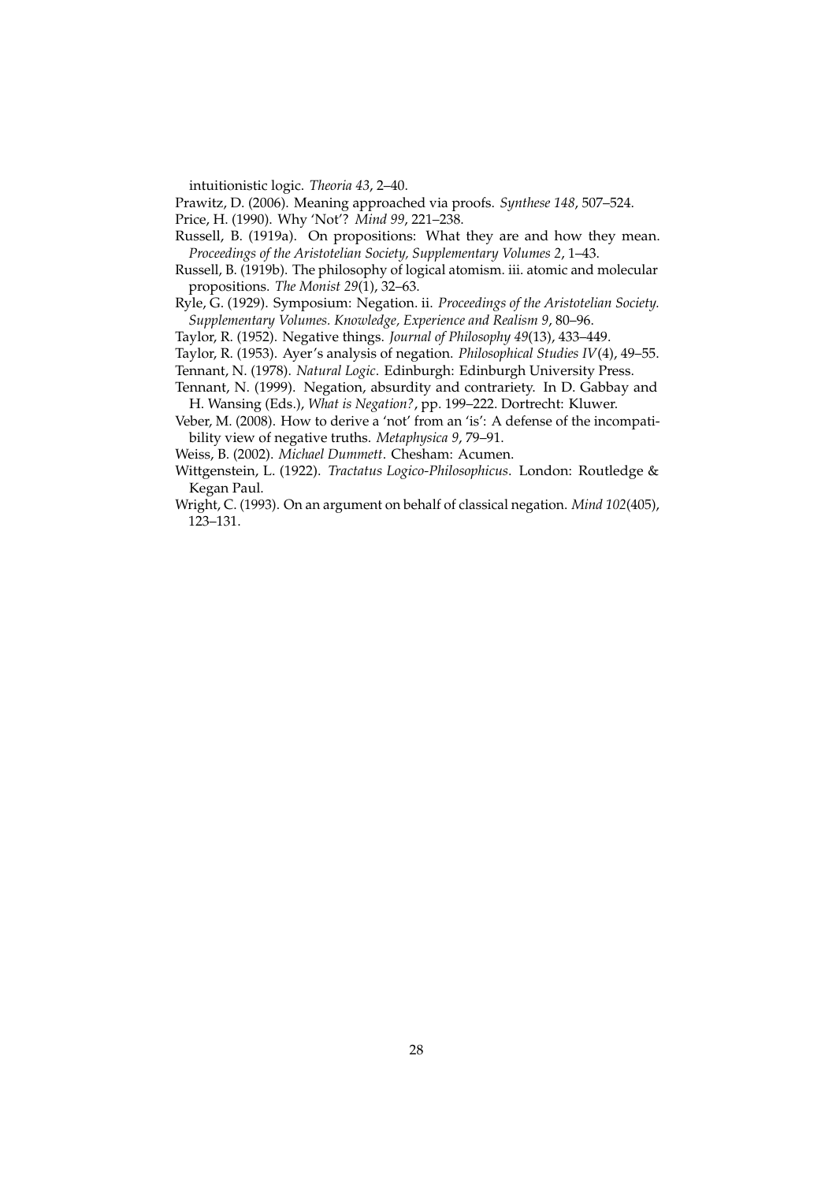intuitionistic logic. *Theoria 43*, 2–40.

Prawitz, D. (2006). Meaning approached via proofs. *Synthese 148*, 507–524.

Price, H. (1990). Why 'Not'? *Mind 99*, 221–238.

Russell, B. (1919a). On propositions: What they are and how they mean. *Proceedings of the Aristotelian Society, Supplementary Volumes 2*, 1–43.

Russell, B. (1919b). The philosophy of logical atomism. iii. atomic and molecular propositions. *The Monist 29*(1), 32–63.

Ryle, G. (1929). Symposium: Negation. ii. *Proceedings of the Aristotelian Society. Supplementary Volumes. Knowledge, Experience and Realism 9*, 80–96.

Taylor, R. (1952). Negative things. *Journal of Philosophy 49*(13), 433–449.

Taylor, R. (1953). Ayer's analysis of negation. *Philosophical Studies IV*(4), 49–55.

Tennant, N. (1978). *Natural Logic*. Edinburgh: Edinburgh University Press.

Tennant, N. (1999). Negation, absurdity and contrariety. In D. Gabbay and H. Wansing (Eds.), *What is Negation?*, pp. 199–222. Dortrecht: Kluwer.

Veber, M. (2008). How to derive a 'not' from an 'is': A defense of the incompatibility view of negative truths. *Metaphysica 9*, 79–91.

Weiss, B. (2002). *Michael Dummett*. Chesham: Acumen.

Wittgenstein, L. (1922). *Tractatus Logico-Philosophicus*. London: Routledge & Kegan Paul.

Wright, C. (1993). On an argument on behalf of classical negation. *Mind 102*(405), 123–131.